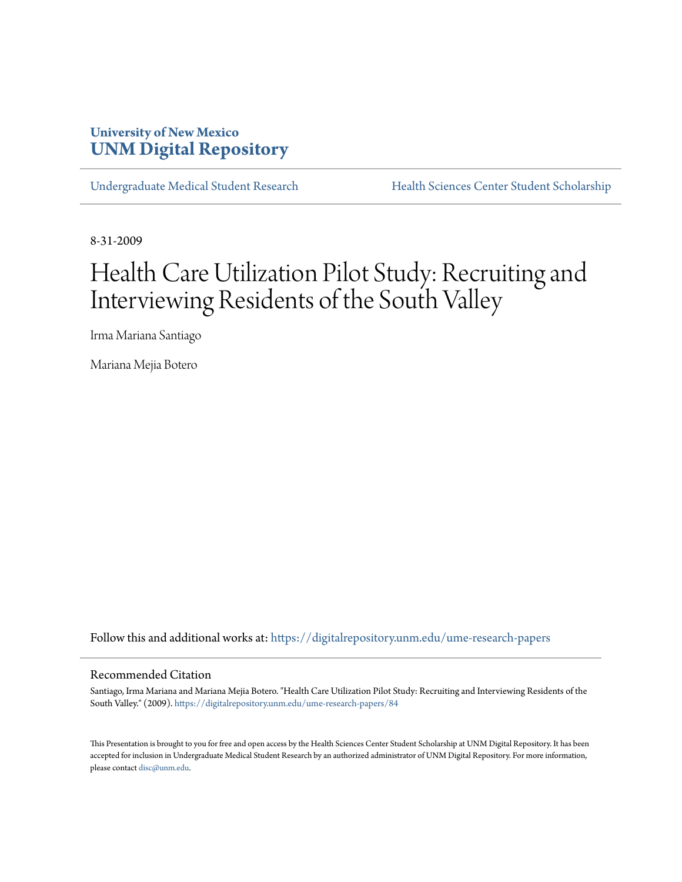University of New Mexico
# UNM Digital Repository

Undergraduate Medical Student Research | Health Sciences Center Student Scholarship

8-31-2009

# Health Care Utilization Pilot Study: Recruiting and Interviewing Residents of the South Valley

Irma Mariana Santiago

Mariana Mejia Botero

Follow this and additional works at: https://digitalrepository.unm.edu/ume-research-papers

## Recommended Citation

Santiago, Irma Mariana and Mariana Mejia Botero. "Health Care Utilization Pilot Study: Recruiting and Interviewing Residents of the South Valley." (2009). https://digitalrepository.unm.edu/ume-research-papers/84

This Presentation is brought to you for free and open access by the Health Sciences Center Student Scholarship at UNM Digital Repository. It has been accepted for inclusion in Undergraduate Medical Student Research by an authorized administrator of UNM Digital Repository. For more information, please contact disc@unm.edu.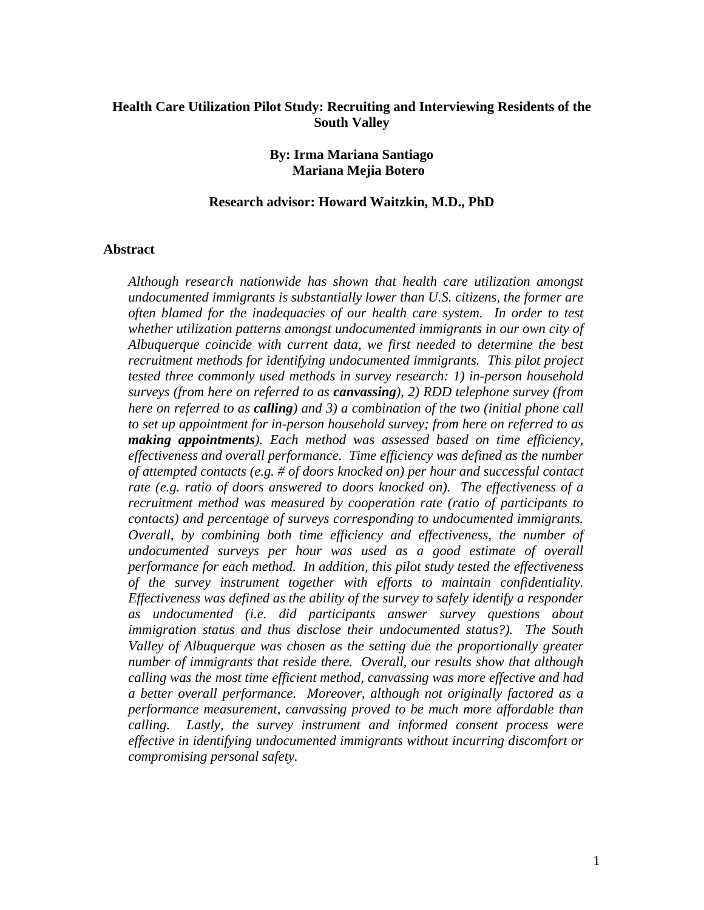**Health Care Utilization Pilot Study: Recruiting and Interviewing Residents of the South Valley**

**By: Irma Mariana Santiago**
**Mariana Mejia Botero**

**Research advisor: Howard Waitzkin, M.D., PhD**

## Abstract

*Although research nationwide has shown that health care utilization amongst undocumented immigrants is substantially lower than U.S. citizens, the former are often blamed for the inadequacies of our health care system. In order to test whether utilization patterns amongst undocumented immigrants in our own city of Albuquerque coincide with current data, we first needed to determine the best recruitment methods for identifying undocumented immigrants. This pilot project tested three commonly used methods in survey research: 1) in-person household surveys (from here on referred to as* ***canvassing****), 2) RDD telephone survey (from here on referred to as* ***calling****) and 3) a combination of the two (initial phone call to set up appointment for in-person household survey; from here on referred to as* ***making appointments****). Each method was assessed based on time efficiency, effectiveness and overall performance. Time efficiency was defined as the number of attempted contacts (e.g. # of doors knocked on) per hour and successful contact rate (e.g. ratio of doors answered to doors knocked on). The effectiveness of a recruitment method was measured by cooperation rate (ratio of participants to contacts) and percentage of surveys corresponding to undocumented immigrants. Overall, by combining both time efficiency and effectiveness, the number of undocumented surveys per hour was used as a good estimate of overall performance for each method. In addition, this pilot study tested the effectiveness of the survey instrument together with efforts to maintain confidentiality. Effectiveness was defined as the ability of the survey to safely identify a responder as undocumented (i.e. did participants answer survey questions about immigration status and thus disclose their undocumented status?). The South Valley of Albuquerque was chosen as the setting due the proportionally greater number of immigrants that reside there. Overall, our results show that although calling was the most time efficient method, canvassing was more effective and had a better overall performance. Moreover, although not originally factored as a performance measurement, canvassing proved to be much more affordable than calling. Lastly, the survey instrument and informed consent process were effective in identifying undocumented immigrants without incurring discomfort or compromising personal safety.*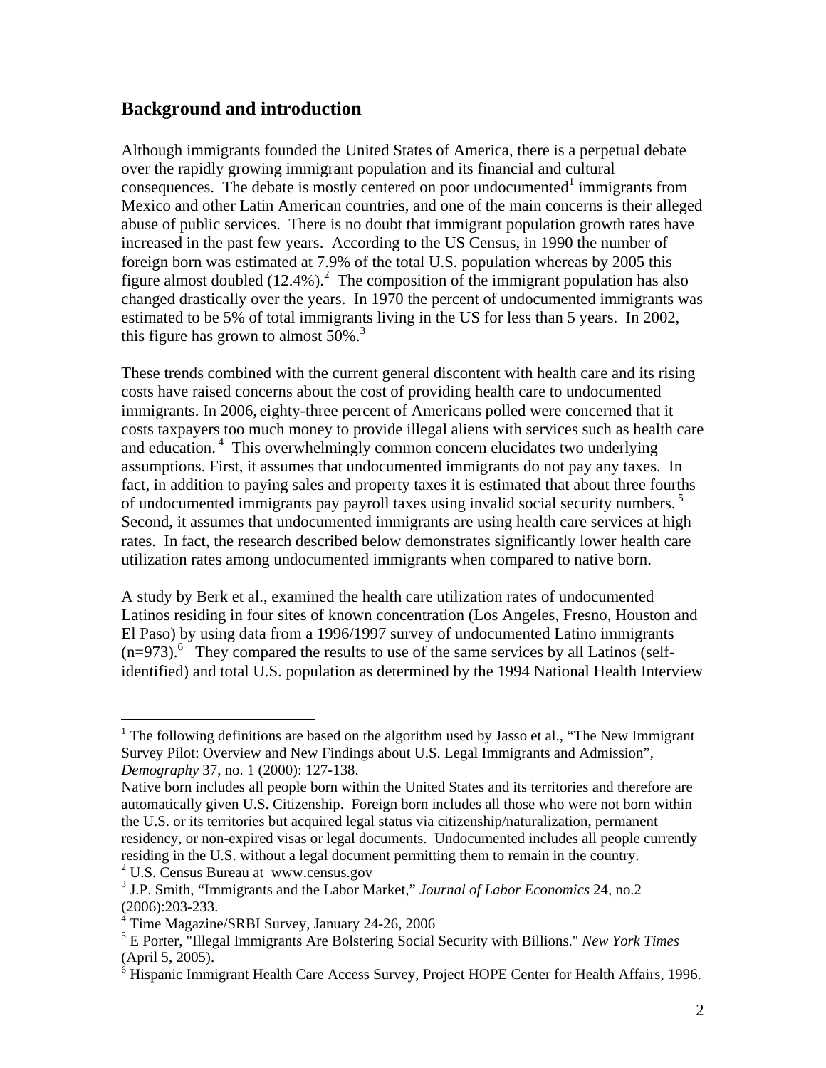## Background and introduction

Although immigrants founded the United States of America, there is a perpetual debate over the rapidly growing immigrant population and its financial and cultural consequences. The debate is mostly centered on poor undocumented[1] immigrants from Mexico and other Latin American countries, and one of the main concerns is their alleged abuse of public services. There is no doubt that immigrant population growth rates have increased in the past few years. According to the US Census, in 1990 the number of foreign born was estimated at 7.9% of the total U.S. population whereas by 2005 this figure almost doubled (12.4%).[2] The composition of the immigrant population has also changed drastically over the years. In 1970 the percent of undocumented immigrants was estimated to be 5% of total immigrants living in the US for less than 5 years. In 2002, this figure has grown to almost 50%.[3]

These trends combined with the current general discontent with health care and its rising costs have raised concerns about the cost of providing health care to undocumented immigrants. In 2006, eighty-three percent of Americans polled were concerned that it costs taxpayers too much money to provide illegal aliens with services such as health care and education.[4] This overwhelmingly common concern elucidates two underlying assumptions. First, it assumes that undocumented immigrants do not pay any taxes. In fact, in addition to paying sales and property taxes it is estimated that about three fourths of undocumented immigrants pay payroll taxes using invalid social security numbers.[5] Second, it assumes that undocumented immigrants are using health care services at high rates. In fact, the research described below demonstrates significantly lower health care utilization rates among undocumented immigrants when compared to native born.

A study by Berk et al., examined the health care utilization rates of undocumented Latinos residing in four sites of known concentration (Los Angeles, Fresno, Houston and El Paso) by using data from a 1996/1997 survey of undocumented Latino immigrants (n=973).[6] They compared the results to use of the same services by all Latinos (self-identified) and total U.S. population as determined by the 1994 National Health Interview

---

[1] The following definitions are based on the algorithm used by Jasso et al., "The New Immigrant Survey Pilot: Overview and New Findings about U.S. Legal Immigrants and Admission", *Demography* 37, no. 1 (2000): 127-138.

Native born includes all people born within the United States and its territories and therefore are automatically given U.S. Citizenship. Foreign born includes all those who were not born within the U.S. or its territories but acquired legal status via citizenship/naturalization, permanent residency, or non-expired visas or legal documents. Undocumented includes all people currently residing in the U.S. without a legal document permitting them to remain in the country.

[2] U.S. Census Bureau at www.census.gov

[3] J.P. Smith, "Immigrants and the Labor Market," *Journal of Labor Economics* 24, no.2 (2006):203-233.

[4] Time Magazine/SRBI Survey, January 24-26, 2006

[5] E Porter, "Illegal Immigrants Are Bolstering Social Security with Billions." *New York Times* (April 5, 2005).

[6] Hispanic Immigrant Health Care Access Survey, Project HOPE Center for Health Affairs, 1996.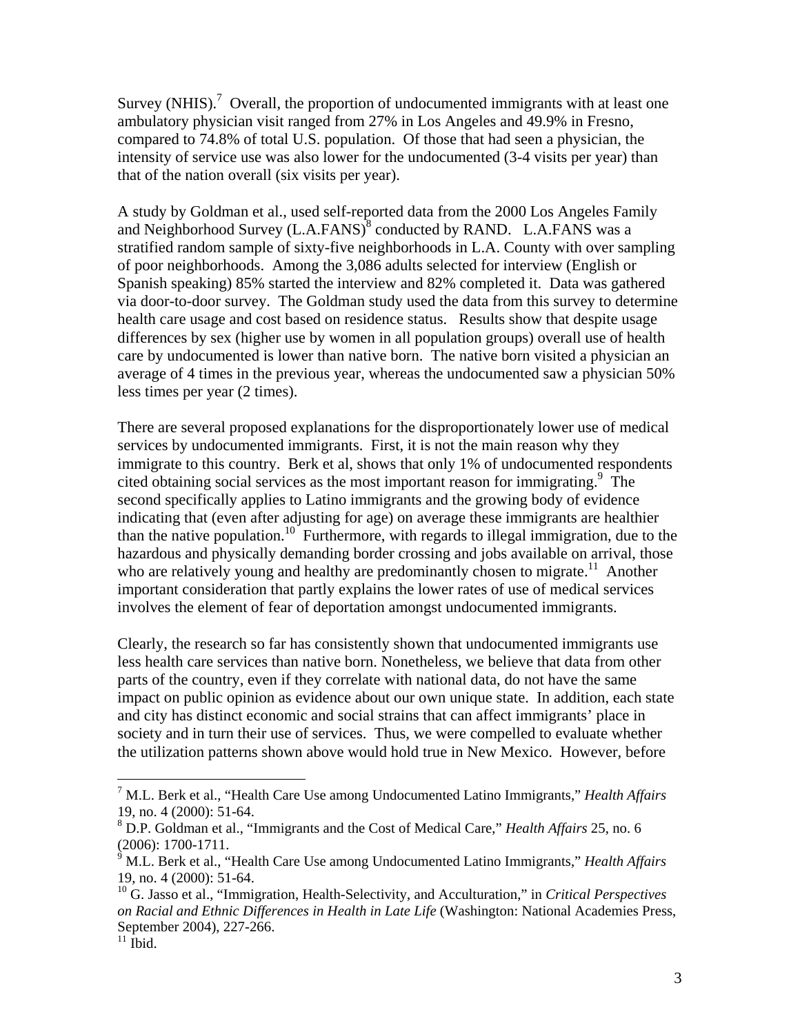Survey (NHIS).[7] Overall, the proportion of undocumented immigrants with at least one ambulatory physician visit ranged from 27% in Los Angeles and 49.9% in Fresno, compared to 74.8% of total U.S. population. Of those that had seen a physician, the intensity of service use was also lower for the undocumented (3-4 visits per year) than that of the nation overall (six visits per year).

A study by Goldman et al., used self-reported data from the 2000 Los Angeles Family and Neighborhood Survey (L.A.FANS)[8] conducted by RAND. L.A.FANS was a stratified random sample of sixty-five neighborhoods in L.A. County with over sampling of poor neighborhoods. Among the 3,086 adults selected for interview (English or Spanish speaking) 85% started the interview and 82% completed it. Data was gathered via door-to-door survey. The Goldman study used the data from this survey to determine health care usage and cost based on residence status. Results show that despite usage differences by sex (higher use by women in all population groups) overall use of health care by undocumented is lower than native born. The native born visited a physician an average of 4 times in the previous year, whereas the undocumented saw a physician 50% less times per year (2 times).

There are several proposed explanations for the disproportionately lower use of medical services by undocumented immigrants. First, it is not the main reason why they immigrate to this country. Berk et al, shows that only 1% of undocumented respondents cited obtaining social services as the most important reason for immigrating.[9] The second specifically applies to Latino immigrants and the growing body of evidence indicating that (even after adjusting for age) on average these immigrants are healthier than the native population.[10] Furthermore, with regards to illegal immigration, due to the hazardous and physically demanding border crossing and jobs available on arrival, those who are relatively young and healthy are predominantly chosen to migrate.[11] Another important consideration that partly explains the lower rates of use of medical services involves the element of fear of deportation amongst undocumented immigrants.

Clearly, the research so far has consistently shown that undocumented immigrants use less health care services than native born. Nonetheless, we believe that data from other parts of the country, even if they correlate with national data, do not have the same impact on public opinion as evidence about our own unique state. In addition, each state and city has distinct economic and social strains that can affect immigrants' place in society and in turn their use of services. Thus, we were compelled to evaluate whether the utilization patterns shown above would hold true in New Mexico. However, before

---

[7] M.L. Berk et al., "Health Care Use among Undocumented Latino Immigrants," *Health Affairs* 19, no. 4 (2000): 51-64.

[8] D.P. Goldman et al., "Immigrants and the Cost of Medical Care," *Health Affairs* 25, no. 6 (2006): 1700-1711.

[9] M.L. Berk et al., "Health Care Use among Undocumented Latino Immigrants," *Health Affairs* 19, no. 4 (2000): 51-64.

[10] G. Jasso et al., "Immigration, Health-Selectivity, and Acculturation," in *Critical Perspectives on Racial and Ethnic Differences in Health in Late Life* (Washington: National Academies Press, September 2004), 227-266.

[11] Ibid.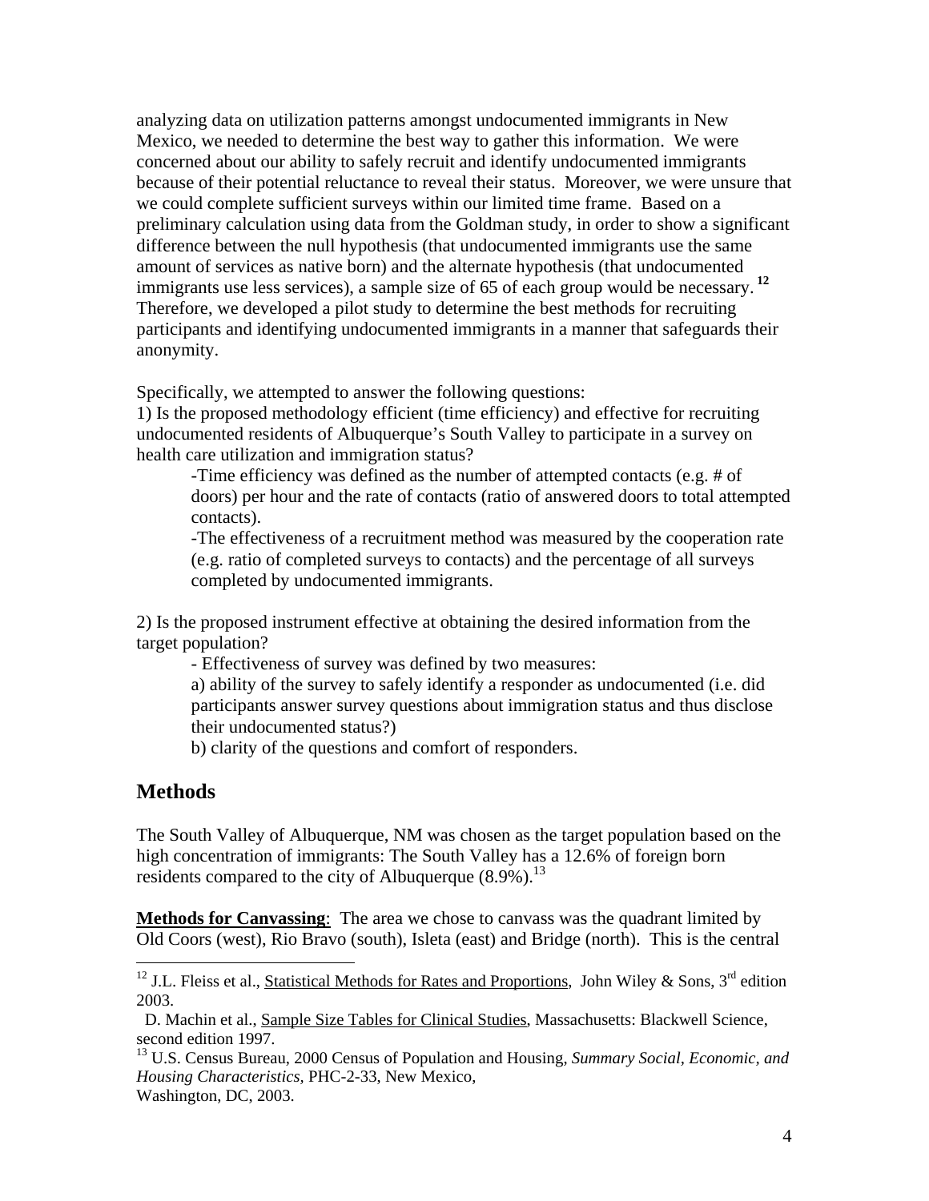analyzing data on utilization patterns amongst undocumented immigrants in New Mexico, we needed to determine the best way to gather this information. We were concerned about our ability to safely recruit and identify undocumented immigrants because of their potential reluctance to reveal their status. Moreover, we were unsure that we could complete sufficient surveys within our limited time frame. Based on a preliminary calculation using data from the Goldman study, in order to show a significant difference between the null hypothesis (that undocumented immigrants use the same amount of services as native born) and the alternate hypothesis (that undocumented immigrants use less services), a sample size of 65 of each group would be necessary.[12] Therefore, we developed a pilot study to determine the best methods for recruiting participants and identifying undocumented immigrants in a manner that safeguards their anonymity.

Specifically, we attempted to answer the following questions:

1) Is the proposed methodology efficient (time efficiency) and effective for recruiting undocumented residents of Albuquerque's South Valley to participate in a survey on health care utilization and immigration status?

> -Time efficiency was defined as the number of attempted contacts (e.g. # of doors) per hour and the rate of contacts (ratio of answered doors to total attempted contacts).
>
> -The effectiveness of a recruitment method was measured by the cooperation rate (e.g. ratio of completed surveys to contacts) and the percentage of all surveys completed by undocumented immigrants.

2) Is the proposed instrument effective at obtaining the desired information from the target population?

> - Effectiveness of survey was defined by two measures:
>
> a) ability of the survey to safely identify a responder as undocumented (i.e. did participants answer survey questions about immigration status and thus disclose their undocumented status?)
>
> b) clarity of the questions and comfort of responders.

## Methods

The South Valley of Albuquerque, NM was chosen as the target population based on the high concentration of immigrants: The South Valley has a 12.6% of foreign born residents compared to the city of Albuquerque (8.9%).[13]

**Methods for Canvassing**: The area we chose to canvass was the quadrant limited by Old Coors (west), Rio Bravo (south), Isleta (east) and Bridge (north). This is the central

---

[12] J.L. Fleiss et al., Statistical Methods for Rates and Proportions, John Wiley & Sons, 3rd edition 2003.

D. Machin et al., Sample Size Tables for Clinical Studies, Massachusetts: Blackwell Science, second edition 1997.

[13] U.S. Census Bureau, 2000 Census of Population and Housing, *Summary Social, Economic, and Housing Characteristics*, PHC-2-33, New Mexico, Washington, DC, 2003.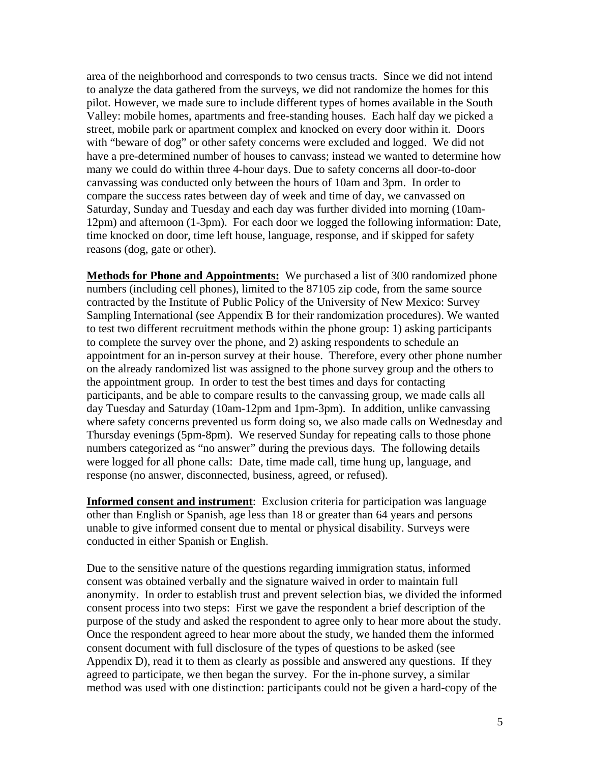area of the neighborhood and corresponds to two census tracts. Since we did not intend to analyze the data gathered from the surveys, we did not randomize the homes for this pilot. However, we made sure to include different types of homes available in the South Valley: mobile homes, apartments and free-standing houses. Each half day we picked a street, mobile park or apartment complex and knocked on every door within it. Doors with "beware of dog" or other safety concerns were excluded and logged. We did not have a pre-determined number of houses to canvass; instead we wanted to determine how many we could do within three 4-hour days. Due to safety concerns all door-to-door canvassing was conducted only between the hours of 10am and 3pm. In order to compare the success rates between day of week and time of day, we canvassed on Saturday, Sunday and Tuesday and each day was further divided into morning (10am-12pm) and afternoon (1-3pm). For each door we logged the following information: Date, time knocked on door, time left house, language, response, and if skipped for safety reasons (dog, gate or other).

**Methods for Phone and Appointments:** We purchased a list of 300 randomized phone numbers (including cell phones), limited to the 87105 zip code, from the same source contracted by the Institute of Public Policy of the University of New Mexico: Survey Sampling International (see Appendix B for their randomization procedures). We wanted to test two different recruitment methods within the phone group: 1) asking participants to complete the survey over the phone, and 2) asking respondents to schedule an appointment for an in-person survey at their house. Therefore, every other phone number on the already randomized list was assigned to the phone survey group and the others to the appointment group. In order to test the best times and days for contacting participants, and be able to compare results to the canvassing group, we made calls all day Tuesday and Saturday (10am-12pm and 1pm-3pm). In addition, unlike canvassing where safety concerns prevented us form doing so, we also made calls on Wednesday and Thursday evenings (5pm-8pm). We reserved Sunday for repeating calls to those phone numbers categorized as "no answer" during the previous days. The following details were logged for all phone calls: Date, time made call, time hung up, language, and response (no answer, disconnected, business, agreed, or refused).

**Informed consent and instrument**: Exclusion criteria for participation was language other than English or Spanish, age less than 18 or greater than 64 years and persons unable to give informed consent due to mental or physical disability. Surveys were conducted in either Spanish or English.

Due to the sensitive nature of the questions regarding immigration status, informed consent was obtained verbally and the signature waived in order to maintain full anonymity. In order to establish trust and prevent selection bias, we divided the informed consent process into two steps: First we gave the respondent a brief description of the purpose of the study and asked the respondent to agree only to hear more about the study. Once the respondent agreed to hear more about the study, we handed them the informed consent document with full disclosure of the types of questions to be asked (see Appendix D), read it to them as clearly as possible and answered any questions. If they agreed to participate, we then began the survey. For the in-phone survey, a similar method was used with one distinction: participants could not be given a hard-copy of the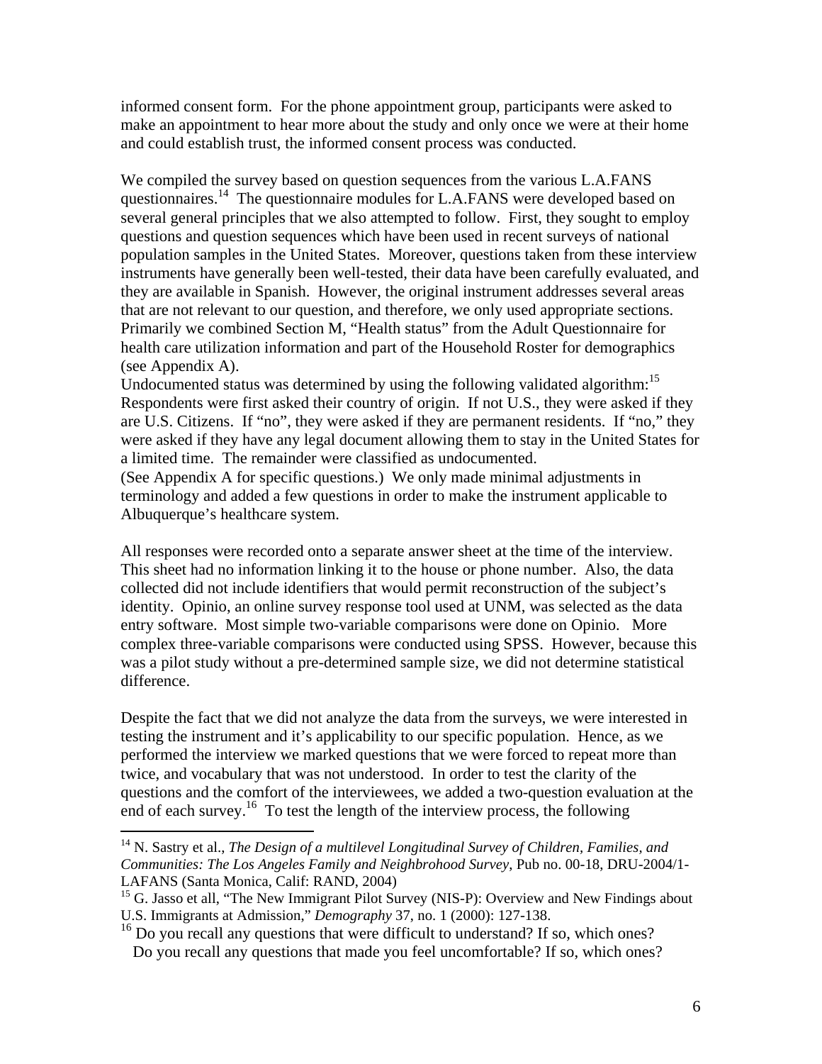informed consent form. For the phone appointment group, participants were asked to make an appointment to hear more about the study and only once we were at their home and could establish trust, the informed consent process was conducted.

We compiled the survey based on question sequences from the various L.A.FANS questionnaires.[14] The questionnaire modules for L.A.FANS were developed based on several general principles that we also attempted to follow. First, they sought to employ questions and question sequences which have been used in recent surveys of national population samples in the United States. Moreover, questions taken from these interview instruments have generally been well-tested, their data have been carefully evaluated, and they are available in Spanish. However, the original instrument addresses several areas that are not relevant to our question, and therefore, we only used appropriate sections. Primarily we combined Section M, "Health status" from the Adult Questionnaire for health care utilization information and part of the Household Roster for demographics (see Appendix A).
Undocumented status was determined by using the following validated algorithm:[15] Respondents were first asked their country of origin. If not U.S., they were asked if they are U.S. Citizens. If "no", they were asked if they are permanent residents. If "no," they were asked if they have any legal document allowing them to stay in the United States for a limited time. The remainder were classified as undocumented.
(See Appendix A for specific questions.) We only made minimal adjustments in terminology and added a few questions in order to make the instrument applicable to Albuquerque's healthcare system.

All responses were recorded onto a separate answer sheet at the time of the interview. This sheet had no information linking it to the house or phone number. Also, the data collected did not include identifiers that would permit reconstruction of the subject's identity. Opinio, an online survey response tool used at UNM, was selected as the data entry software. Most simple two-variable comparisons were done on Opinio. More complex three-variable comparisons were conducted using SPSS. However, because this was a pilot study without a pre-determined sample size, we did not determine statistical difference.

Despite the fact that we did not analyze the data from the surveys, we were interested in testing the instrument and it's applicability to our specific population. Hence, as we performed the interview we marked questions that we were forced to repeat more than twice, and vocabulary that was not understood. In order to test the clarity of the questions and the comfort of the interviewees, we added a two-question evaluation at the end of each survey.[16] To test the length of the interview process, the following

---

[14] N. Sastry et al., *The Design of a multilevel Longitudinal Survey of Children, Families, and Communities: The Los Angeles Family and Neighbrohood Survey*, Pub no. 00-18, DRU-2004/1-LAFANS (Santa Monica, Calif: RAND, 2004)

[15] G. Jasso et all, "The New Immigrant Pilot Survey (NIS-P): Overview and New Findings about U.S. Immigrants at Admission," *Demography* 37, no. 1 (2000): 127-138.

[16] Do you recall any questions that were difficult to understand? If so, which ones?
Do you recall any questions that made you feel uncomfortable? If so, which ones?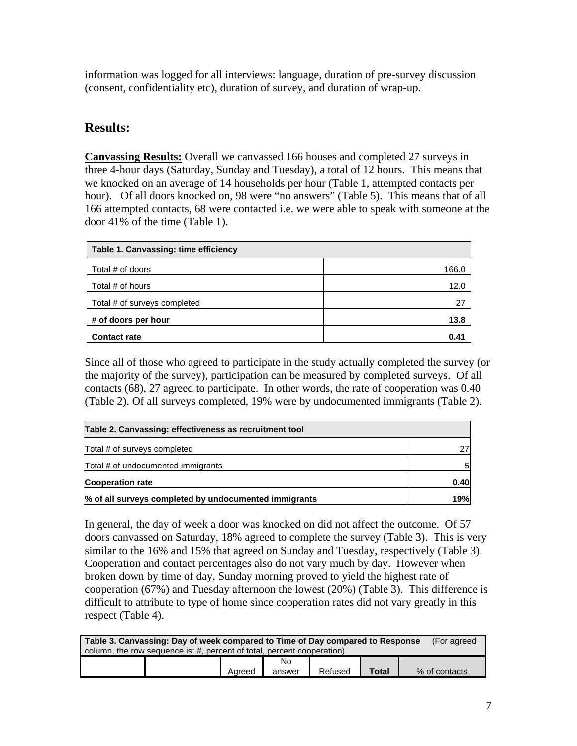information was logged for all interviews: language, duration of pre-survey discussion (consent, confidentiality etc), duration of survey, and duration of wrap-up.

## Results:

**Canvassing Results:** Overall we canvassed 166 houses and completed 27 surveys in three 4-hour days (Saturday, Sunday and Tuesday), a total of 12 hours. This means that we knocked on an average of 14 households per hour (Table 1, attempted contacts per hour). Of all doors knocked on, 98 were "no answers" (Table 5). This means that of all 166 attempted contacts, 68 were contacted i.e. we were able to speak with someone at the door 41% of the time (Table 1).

| Table 1. Canvassing: time efficiency | |
|---|---|
| Total # of doors | 166.0 |
| Total # of hours | 12.0 |
| Total # of surveys completed | 27 |
| **# of doors per hour** | **13.8** |
| **Contact rate** | **0.41** |

Since all of those who agreed to participate in the study actually completed the survey (or the majority of the survey), participation can be measured by completed surveys. Of all contacts (68), 27 agreed to participate. In other words, the rate of cooperation was 0.40 (Table 2). Of all surveys completed, 19% were by undocumented immigrants (Table 2).

| Table 2. Canvassing: effectiveness as recruitment tool | |
|---|---|
| Total # of surveys completed | 27 |
| Total # of undocumented immigrants | 5 |
| **Cooperation rate** | **0.40** |
| **% of all surveys completed by undocumented immigrants** | **19%** |

In general, the day of week a door was knocked on did not affect the outcome. Of 57 doors canvassed on Saturday, 18% agreed to complete the survey (Table 3). This is very similar to the 16% and 15% that agreed on Sunday and Tuesday, respectively (Table 3). Cooperation and contact percentages also do not vary much by day. However when broken down by time of day, Sunday morning proved to yield the highest rate of cooperation (67%) and Tuesday afternoon the lowest (20%) (Table 3). This difference is difficult to attribute to type of home since cooperation rates did not vary greatly in this respect (Table 4).

**Table 3. Canvassing: Day of week compared to Time of Day compared to Response** (For agreed column, the row sequence is: #, percent of total, percent cooperation)

| | | Agreed | No answer | Refused | **Total** | % of contacts |
|---|---|---|---|---|---|---|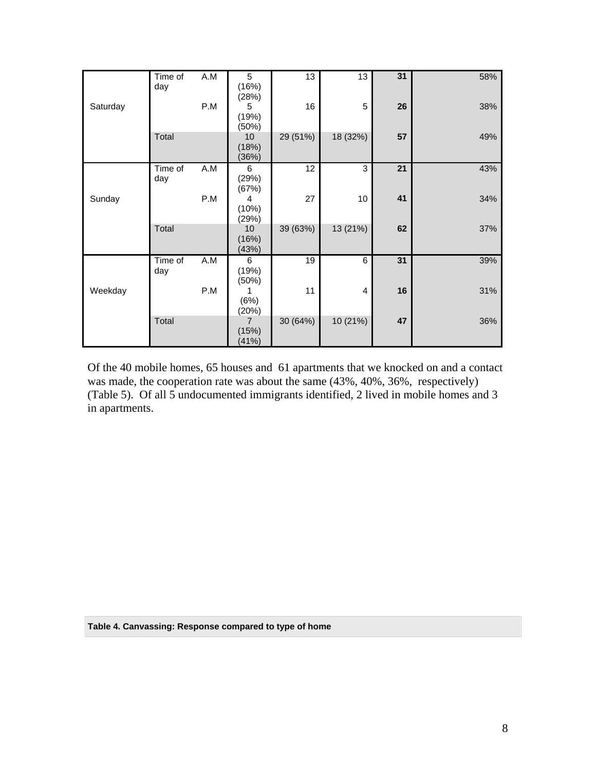|  |  |  |  |  |  |  |  |
|---|---|---|---|---|---|---|---|
| Saturday | Time of day | A.M | 5 (16%) (28%) | 13 | 13 | **31** | 58% |
|  |  | P.M | 5 (19%) (50%) | 16 | 5 | **26** | 38% |
|  | Total |  | 10 (18%) (36%) | 29 (51%) | 18 (32%) | **57** | 49% |
| Sunday | Time of day | A.M | 6 (29%) (67%) | 12 | 3 | **21** | 43% |
|  |  | P.M | 4 (10%) (29%) | 27 | 10 | **41** | 34% |
|  | Total |  | 10 (16%) (43%) | 39 (63%) | 13 (21%) | **62** | 37% |
| Weekday | Time of day | A.M | 6 (19%) (50%) | 19 | 6 | **31** | 39% |
|  |  | P.M | 1 (6%) (20%) | 11 | 4 | **16** | 31% |
|  | Total |  | 7 (15%) (41%) | 30 (64%) | 10 (21%) | **47** | 36% |

Of the 40 mobile homes, 65 houses and 61 apartments that we knocked on and a contact was made, the cooperation rate was about the same (43%, 40%, 36%, respectively) (Table 5). Of all 5 undocumented immigrants identified, 2 lived in mobile homes and 3 in apartments.

**Table 4. Canvassing: Response compared to type of home**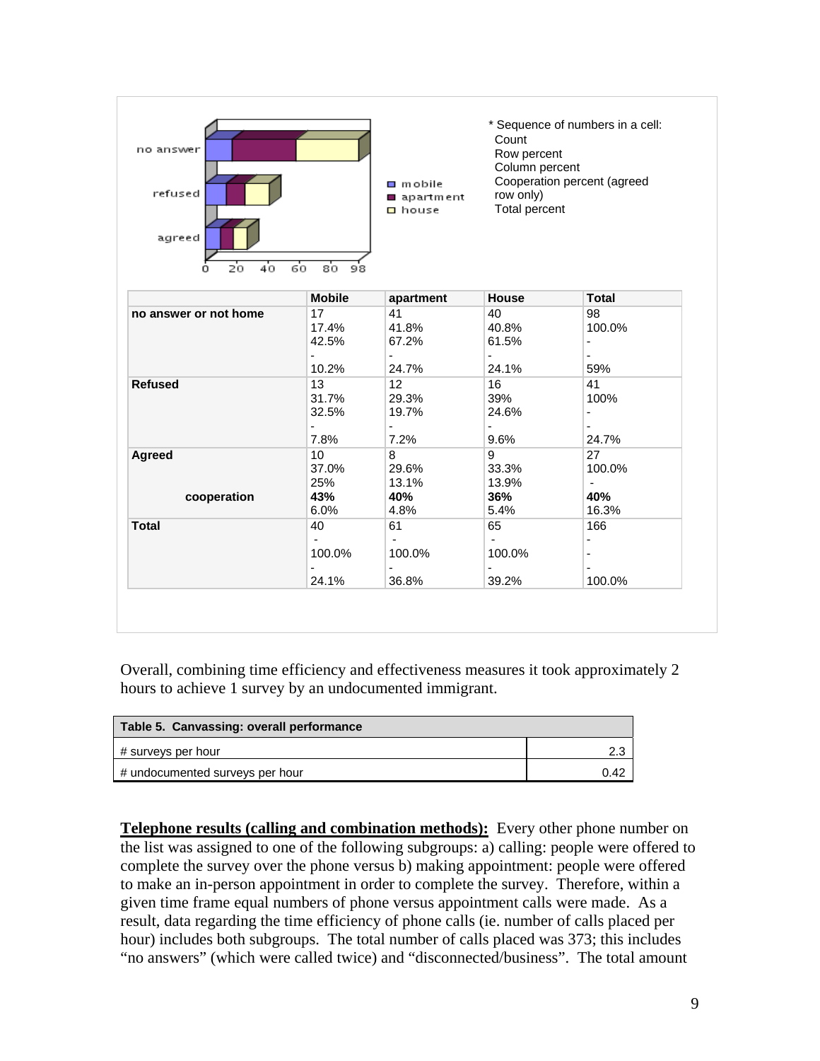* Sequence of numbers in a cell:
Count
Row percent
Column percent
Cooperation percent (agreed row only)
Total percent

| | Mobile | apartment | House | Total |
|---|---|---|---|---|
| no answer or not home | 17<br>17.4%<br>42.5%<br>-<br>10.2% | 41<br>41.8%<br>67.2%<br>-<br>24.7% | 40<br>40.8%<br>61.5%<br>-<br>24.1% | 98<br>100.0%<br>-<br>-<br>59% |
| Refused | 13<br>31.7%<br>32.5%<br>-<br>7.8% | 12<br>29.3%<br>19.7%<br>-<br>7.2% | 16<br>39%<br>24.6%<br>-<br>9.6% | 41<br>100%<br>-<br>-<br>24.7% |
| Agreed<br><br><br>**cooperation** | 10<br>37.0%<br>25%<br>**43%**<br>6.0% | 8<br>29.6%<br>13.1%<br>**40%**<br>4.8% | 9<br>33.3%<br>13.9%<br>**36%**<br>5.4% | 27<br>100.0%<br>-<br>**40%**<br>16.3% |
| Total | 40<br>-<br>100.0%<br>-<br>24.1% | 61<br>-<br>100.0%<br>-<br>36.8% | 65<br>-<br>100.0%<br>-<br>39.2% | 166<br>-<br>-<br>-<br>100.0% |

Overall, combining time efficiency and effectiveness measures it took approximately 2 hours to achieve 1 survey by an undocumented immigrant.

| Table 5. Canvassing: overall performance | |
|---|---|
| # surveys per hour | 2.3 |
| # undocumented surveys per hour | 0.42 |

**Telephone results (calling and combination methods):** Every other phone number on the list was assigned to one of the following subgroups: a) calling: people were offered to complete the survey over the phone versus b) making appointment: people were offered to make an in-person appointment in order to complete the survey. Therefore, within a given time frame equal numbers of phone versus appointment calls were made. As a result, data regarding the time efficiency of phone calls (ie. number of calls placed per hour) includes both subgroups. The total number of calls placed was 373; this includes "no answers" (which were called twice) and "disconnected/business". The total amount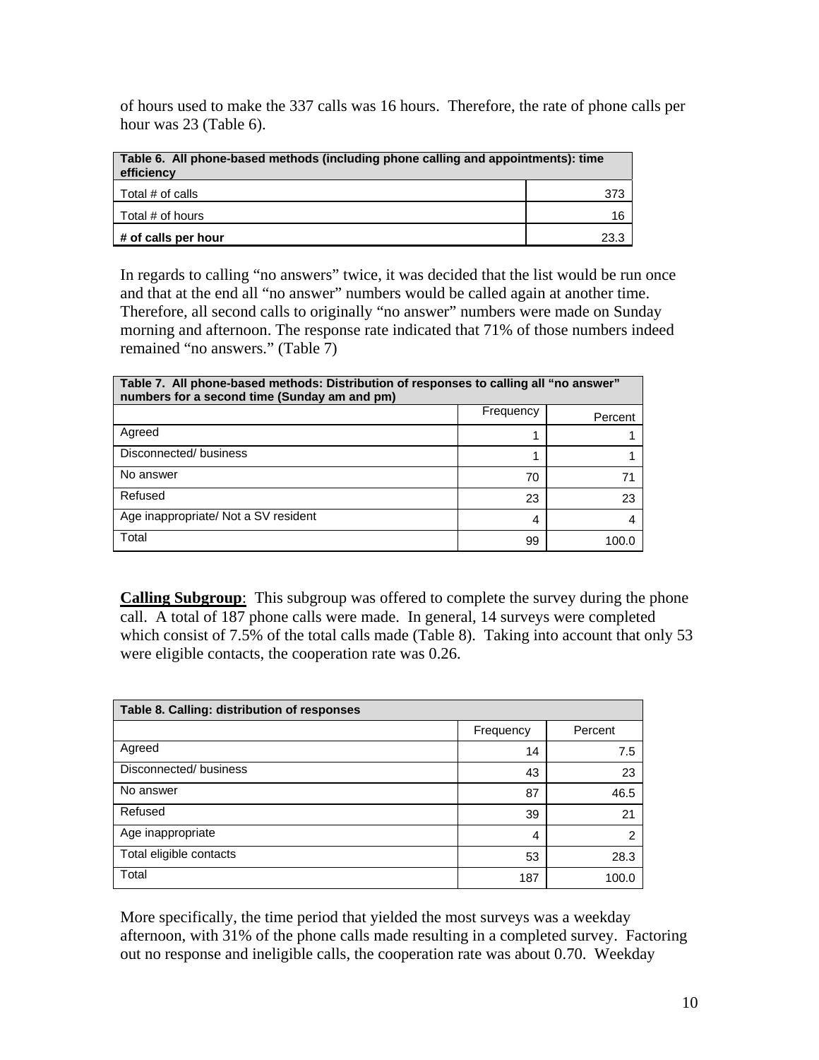of hours used to make the 337 calls was 16 hours. Therefore, the rate of phone calls per hour was 23 (Table 6).

| **Table 6. All phone-based methods (including phone calling and appointments): time efficiency** | |
|---|---|
| Total # of calls | 373 |
| Total # of hours | 16 |
| **# of calls per hour** | 23.3 |

In regards to calling "no answers" twice, it was decided that the list would be run once and that at the end all "no answer" numbers would be called again at another time. Therefore, all second calls to originally "no answer" numbers were made on Sunday morning and afternoon. The response rate indicated that 71% of those numbers indeed remained "no answers." (Table 7)

| **Table 7. All phone-based methods: Distribution of responses to calling all "no answer" numbers for a second time (Sunday am and pm)** | | |
|---|---|---|
| | Frequency | Percent |
| Agreed | 1 | 1 |
| Disconnected/ business | 1 | 1 |
| No answer | 70 | 71 |
| Refused | 23 | 23 |
| Age inappropriate/ Not a SV resident | 4 | 4 |
| Total | 99 | 100.0 |

**<u>Calling Subgroup</u>**: This subgroup was offered to complete the survey during the phone call. A total of 187 phone calls were made. In general, 14 surveys were completed which consist of 7.5% of the total calls made (Table 8). Taking into account that only 53 were eligible contacts, the cooperation rate was 0.26.

| **Table 8. Calling: distribution of responses** | | |
|---|---|---|
| | Frequency | Percent |
| Agreed | 14 | 7.5 |
| Disconnected/ business | 43 | 23 |
| No answer | 87 | 46.5 |
| Refused | 39 | 21 |
| Age inappropriate | 4 | 2 |
| Total eligible contacts | 53 | 28.3 |
| Total | 187 | 100.0 |

More specifically, the time period that yielded the most surveys was a weekday afternoon, with 31% of the phone calls made resulting in a completed survey. Factoring out no response and ineligible calls, the cooperation rate was about 0.70. Weekday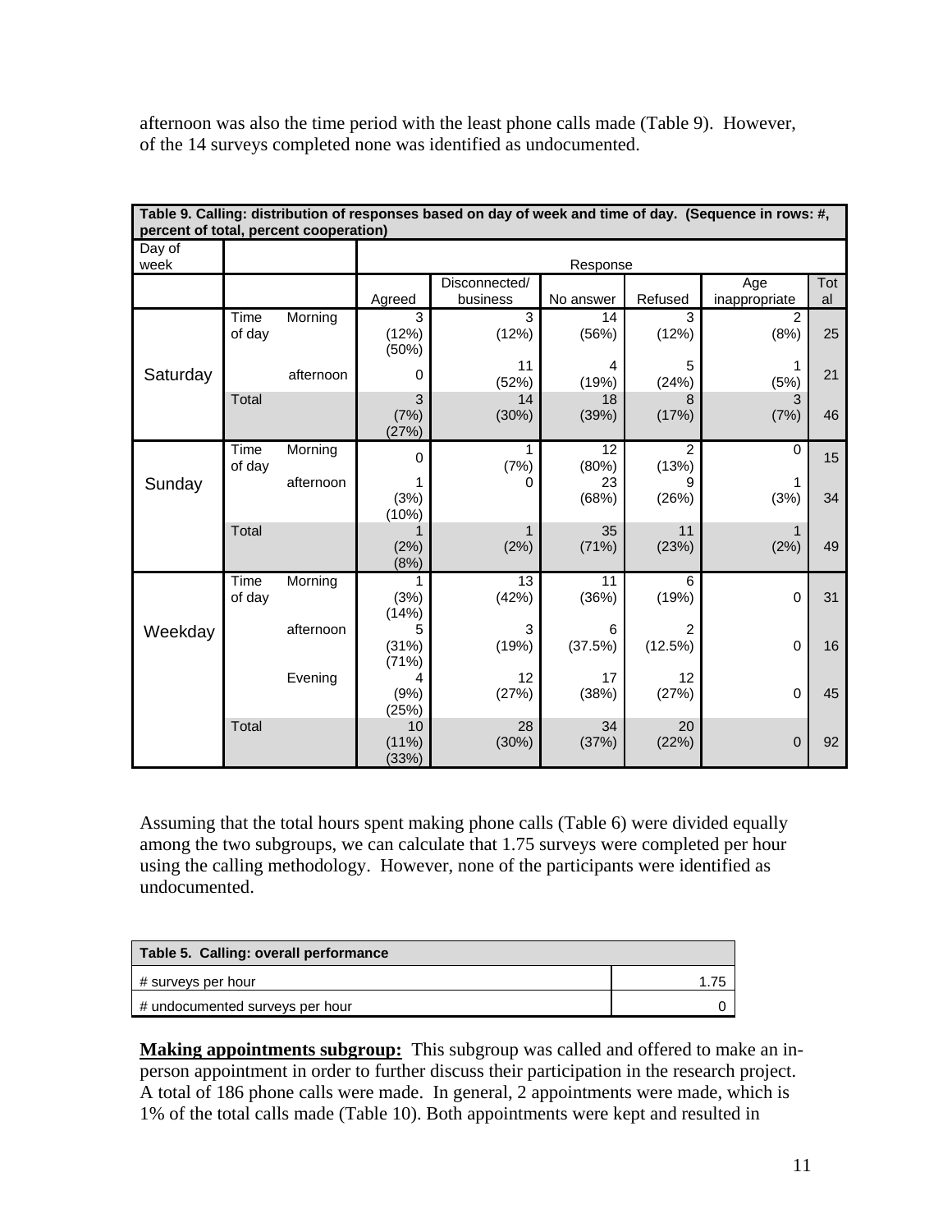afternoon was also the time period with the least phone calls made (Table 9). However, of the 14 surveys completed none was identified as undocumented.

**Table 9. Calling: distribution of responses based on day of week and time of day. (Sequence in rows: #, percent of total, percent cooperation)**

| Day of week | | | Response | | | | | |
|---|---|---|---|---|---|---|---|---|
| | | | Agreed | Disconnected/ business | No answer | Refused | Age inappropriate | Total |
| Saturday | Time of day | Morning | 3 (12%) (50%) | 3 (12%) | 14 (56%) | 3 (12%) | 2 (8%) | 25 |
| | | afternoon | 0 | 11 (52%) | 4 (19%) | 5 (24%) | 1 (5%) | 21 |
| | Total | | 3 (7%) (27%) | 14 (30%) | 18 (39%) | 8 (17%) | 3 (7%) | 46 |
| Sunday | Time of day | Morning | 0 | 1 (7%) | 12 (80%) | 2 (13%) | 0 | 15 |
| | | afternoon | 1 (3%) (10%) | 0 | 23 (68%) | 9 (26%) | 1 (3%) | 34 |
| | Total | | 1 (2%) (8%) | 1 (2%) | 35 (71%) | 11 (23%) | 1 (2%) | 49 |
| Weekday | Time of day | Morning | 1 (3%) (14%) | 13 (42%) | 11 (36%) | 6 (19%) | 0 | 31 |
| | | afternoon | 5 (31%) (71%) | 3 (19%) | 6 (37.5%) | 2 (12.5%) | 0 | 16 |
| | | Evening | 4 (9%) (25%) | 12 (27%) | 17 (38%) | 12 (27%) | 0 | 45 |
| | Total | | 10 (11%) (33%) | 28 (30%) | 34 (37%) | 20 (22%) | 0 | 92 |

Assuming that the total hours spent making phone calls (Table 6) were divided equally among the two subgroups, we can calculate that 1.75 surveys were completed per hour using the calling methodology. However, none of the participants were identified as undocumented.

| Table 5. Calling: overall performance | |
|---|---|
| # surveys per hour | 1.75 |
| # undocumented surveys per hour | 0 |

**Making appointments subgroup:** This subgroup was called and offered to make an in-person appointment in order to further discuss their participation in the research project. A total of 186 phone calls were made. In general, 2 appointments were made, which is 1% of the total calls made (Table 10). Both appointments were kept and resulted in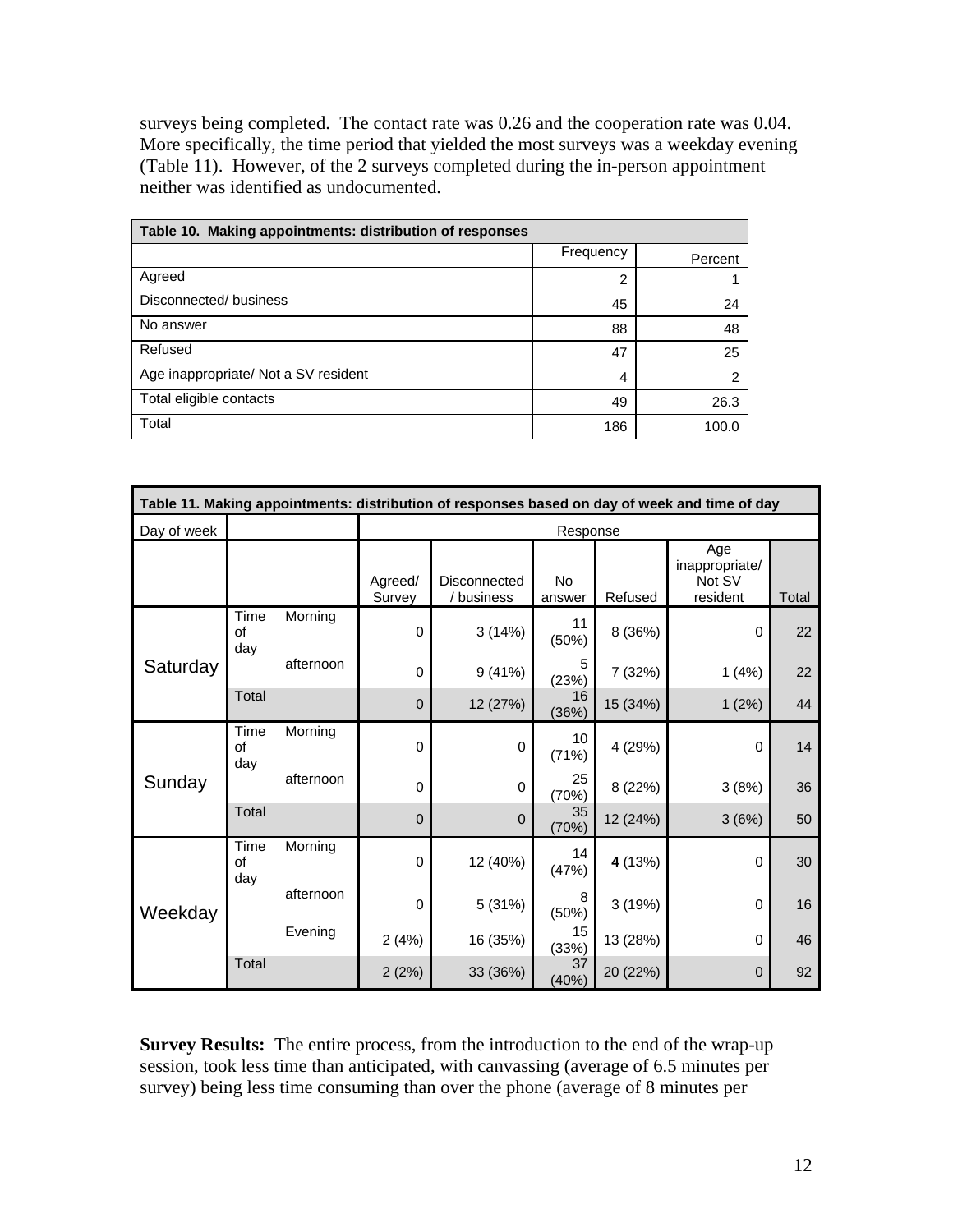surveys being completed. The contact rate was 0.26 and the cooperation rate was 0.04. More specifically, the time period that yielded the most surveys was a weekday evening (Table 11). However, of the 2 surveys completed during the in-person appointment neither was identified as undocumented.

| Table 10. Making appointments: distribution of responses | | |
|---|---|---|
| | Frequency | Percent |
| Agreed | 2 | 1 |
| Disconnected/ business | 45 | 24 |
| No answer | 88 | 48 |
| Refused | 47 | 25 |
| Age inappropriate/ Not a SV resident | 4 | 2 |
| Total eligible contacts | 49 | 26.3 |
| Total | 186 | 100.0 |

**Table 11. Making appointments: distribution of responses based on day of week and time of day**

| Day of week | | | Response | | | | | |
|---|---|---|---|---|---|---|---|---|
| | | | Agreed/ Survey | Disconnected / business | No answer | Refused | Age inappropriate/ Not SV resident | Total |
| Saturday | Time of day | Morning | 0 | 3 (14%) | 11 (50%) | 8 (36%) | 0 | 22 |
| | | afternoon | 0 | 9 (41%) | 5 (23%) | 7 (32%) | 1 (4%) | 22 |
| | Total | | 0 | 12 (27%) | 16 (36%) | 15 (34%) | 1 (2%) | 44 |
| Sunday | Time of day | Morning | 0 | 0 | 10 (71%) | 4 (29%) | 0 | 14 |
| | | afternoon | 0 | 0 | 25 (70%) | 8 (22%) | 3 (8%) | 36 |
| | Total | | 0 | 0 | 35 (70%) | 12 (24%) | 3 (6%) | 50 |
| Weekday | Time of day | Morning | 0 | 12 (40%) | 14 (47%) | **4** (13%) | 0 | 30 |
| | | afternoon | 0 | 5 (31%) | 8 (50%) | 3 (19%) | 0 | 16 |
| | | Evening | 2 (4%) | 16 (35%) | 15 (33%) | 13 (28%) | 0 | 46 |
| | Total | | 2 (2%) | 33 (36%) | 37 (40%) | 20 (22%) | 0 | 92 |

**Survey Results:** The entire process, from the introduction to the end of the wrap-up session, took less time than anticipated, with canvassing (average of 6.5 minutes per survey) being less time consuming than over the phone (average of 8 minutes per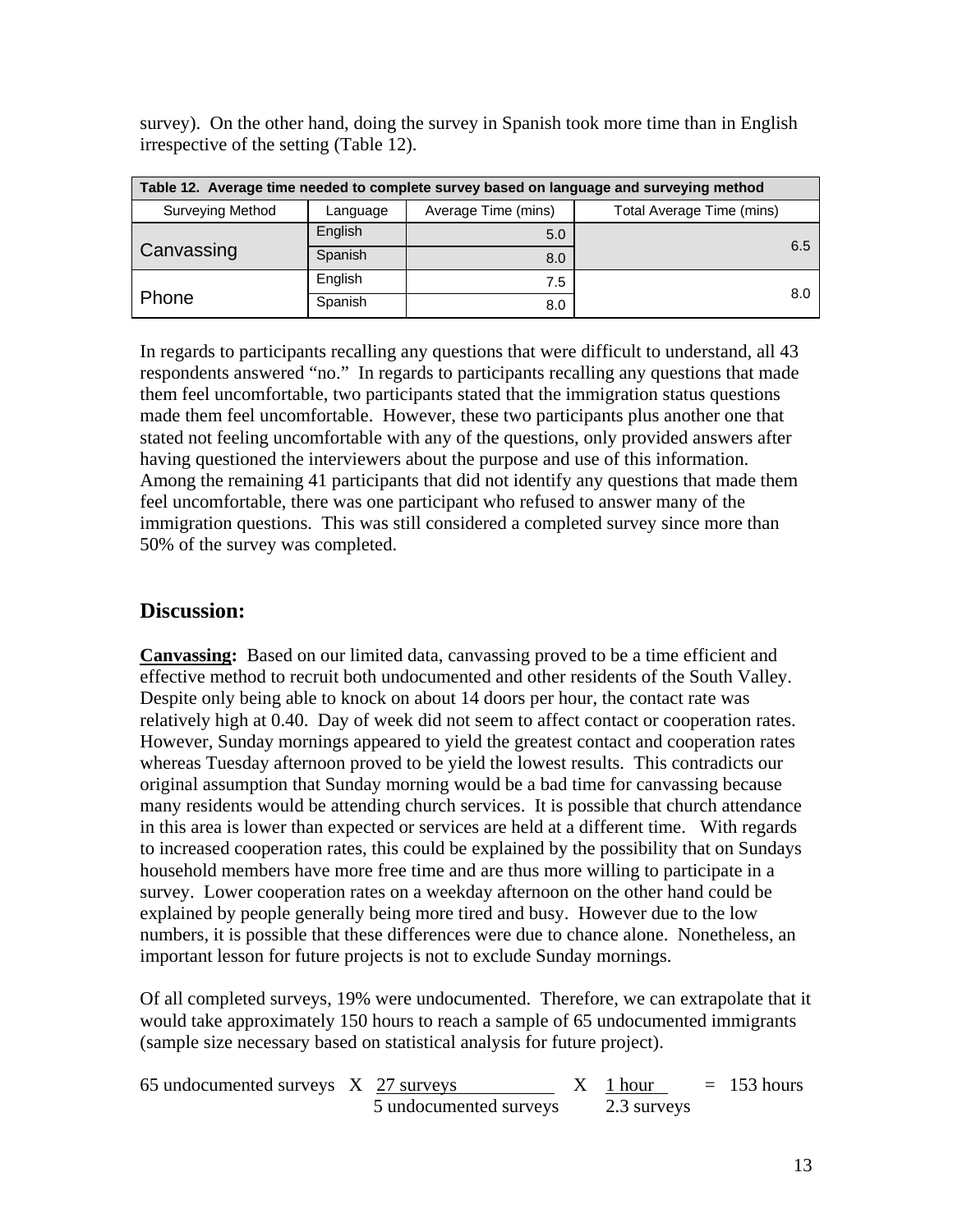survey). On the other hand, doing the survey in Spanish took more time than in English irrespective of the setting (Table 12).

| Table 12. Average time needed to complete survey based on language and surveying method | | | |
|---|---|---|---|
| Surveying Method | Language | Average Time (mins) | Total Average Time (mins) |
| Canvassing | English | 5.0 | 6.5 |
| | Spanish | 8.0 | |
| Phone | English | 7.5 | 8.0 |
| | Spanish | 8.0 | |

In regards to participants recalling any questions that were difficult to understand, all 43 respondents answered "no." In regards to participants recalling any questions that made them feel uncomfortable, two participants stated that the immigration status questions made them feel uncomfortable. However, these two participants plus another one that stated not feeling uncomfortable with any of the questions, only provided answers after having questioned the interviewers about the purpose and use of this information. Among the remaining 41 participants that did not identify any questions that made them feel uncomfortable, there was one participant who refused to answer many of the immigration questions. This was still considered a completed survey since more than 50% of the survey was completed.

## Discussion:

**<u>Canvassing</u>:** Based on our limited data, canvassing proved to be a time efficient and effective method to recruit both undocumented and other residents of the South Valley. Despite only being able to knock on about 14 doors per hour, the contact rate was relatively high at 0.40. Day of week did not seem to affect contact or cooperation rates. However, Sunday mornings appeared to yield the greatest contact and cooperation rates whereas Tuesday afternoon proved to be yield the lowest results. This contradicts our original assumption that Sunday morning would be a bad time for canvassing because many residents would be attending church services. It is possible that church attendance in this area is lower than expected or services are held at a different time. With regards to increased cooperation rates, this could be explained by the possibility that on Sundays household members have more free time and are thus more willing to participate in a survey. Lower cooperation rates on a weekday afternoon on the other hand could be explained by people generally being more tired and busy. However due to the low numbers, it is possible that these differences were due to chance alone. Nonetheless, an important lesson for future projects is not to exclude Sunday mornings.

Of all completed surveys, 19% were undocumented. Therefore, we can extrapolate that it would take approximately 150 hours to reach a sample of 65 undocumented immigrants (sample size necessary based on statistical analysis for future project).

$$65 \text{ undocumented surveys} \times \frac{27 \text{ surveys}}{5 \text{ undocumented surveys}} \times \frac{1 \text{ hour}}{2.3 \text{ surveys}} = 153 \text{ hours}$$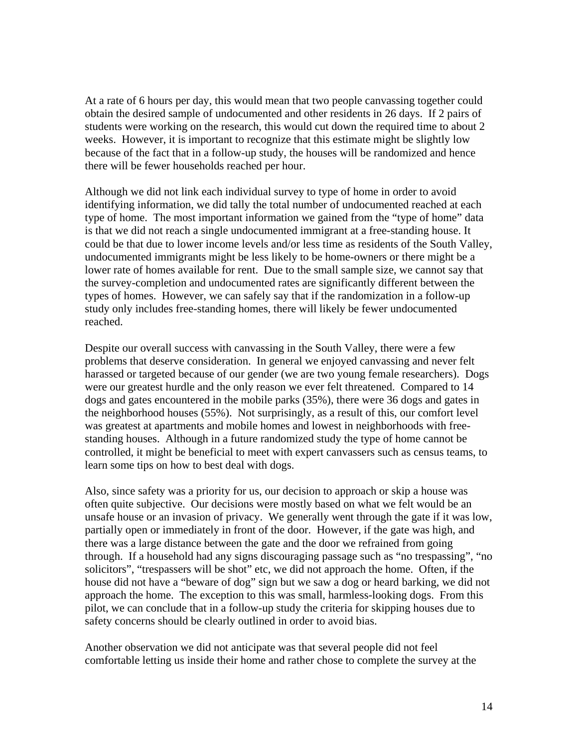At a rate of 6 hours per day, this would mean that two people canvassing together could obtain the desired sample of undocumented and other residents in 26 days. If 2 pairs of students were working on the research, this would cut down the required time to about 2 weeks. However, it is important to recognize that this estimate might be slightly low because of the fact that in a follow-up study, the houses will be randomized and hence there will be fewer households reached per hour.

Although we did not link each individual survey to type of home in order to avoid identifying information, we did tally the total number of undocumented reached at each type of home. The most important information we gained from the "type of home" data is that we did not reach a single undocumented immigrant at a free-standing house. It could be that due to lower income levels and/or less time as residents of the South Valley, undocumented immigrants might be less likely to be home-owners or there might be a lower rate of homes available for rent. Due to the small sample size, we cannot say that the survey-completion and undocumented rates are significantly different between the types of homes. However, we can safely say that if the randomization in a follow-up study only includes free-standing homes, there will likely be fewer undocumented reached.

Despite our overall success with canvassing in the South Valley, there were a few problems that deserve consideration. In general we enjoyed canvassing and never felt harassed or targeted because of our gender (we are two young female researchers). Dogs were our greatest hurdle and the only reason we ever felt threatened. Compared to 14 dogs and gates encountered in the mobile parks (35%), there were 36 dogs and gates in the neighborhood houses (55%). Not surprisingly, as a result of this, our comfort level was greatest at apartments and mobile homes and lowest in neighborhoods with free-standing houses. Although in a future randomized study the type of home cannot be controlled, it might be beneficial to meet with expert canvassers such as census teams, to learn some tips on how to best deal with dogs.

Also, since safety was a priority for us, our decision to approach or skip a house was often quite subjective. Our decisions were mostly based on what we felt would be an unsafe house or an invasion of privacy. We generally went through the gate if it was low, partially open or immediately in front of the door. However, if the gate was high, and there was a large distance between the gate and the door we refrained from going through. If a household had any signs discouraging passage such as "no trespassing", "no solicitors", "trespassers will be shot" etc, we did not approach the home. Often, if the house did not have a "beware of dog" sign but we saw a dog or heard barking, we did not approach the home. The exception to this was small, harmless-looking dogs. From this pilot, we can conclude that in a follow-up study the criteria for skipping houses due to safety concerns should be clearly outlined in order to avoid bias.

Another observation we did not anticipate was that several people did not feel comfortable letting us inside their home and rather chose to complete the survey at the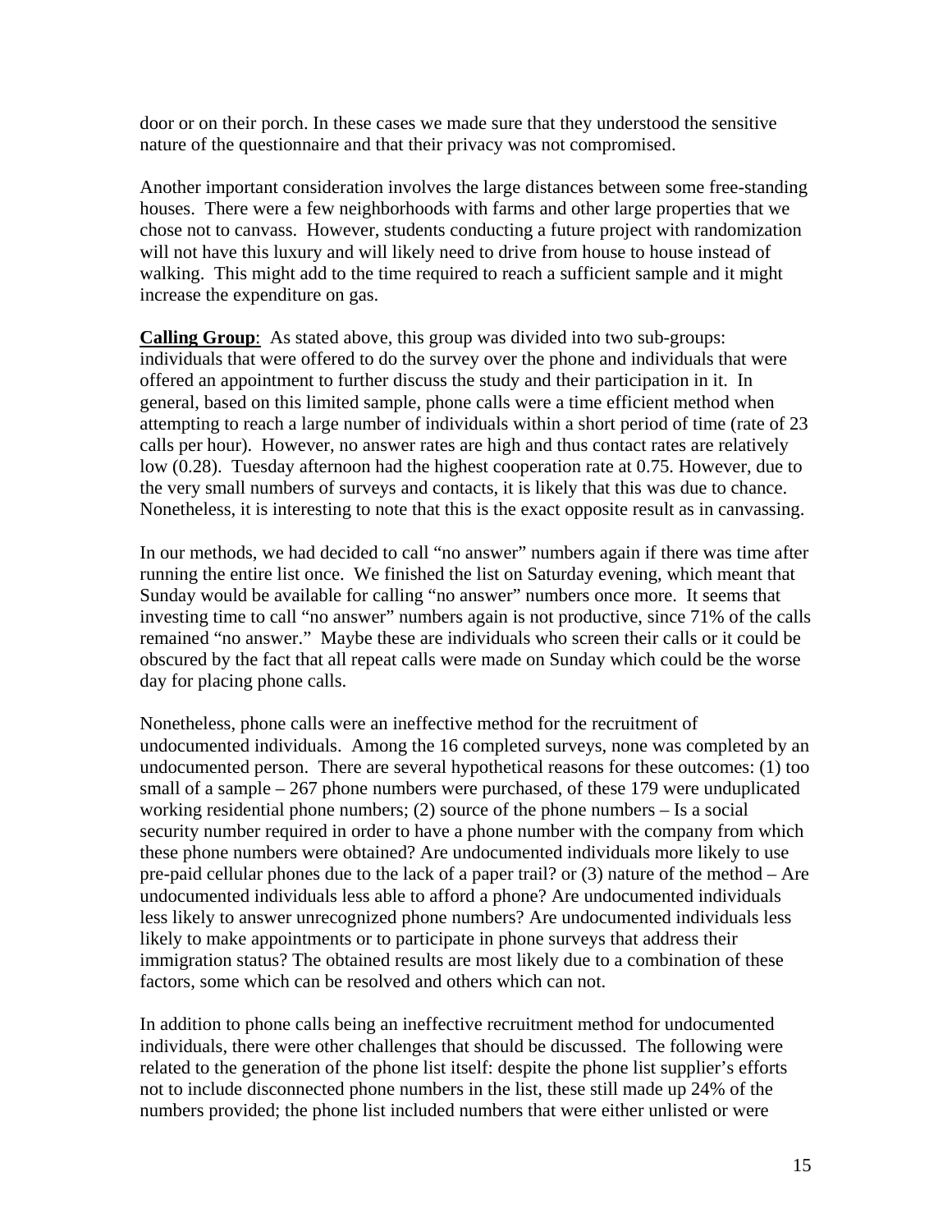door or on their porch. In these cases we made sure that they understood the sensitive nature of the questionnaire and that their privacy was not compromised.

Another important consideration involves the large distances between some free-standing houses. There were a few neighborhoods with farms and other large properties that we chose not to canvass. However, students conducting a future project with randomization will not have this luxury and will likely need to drive from house to house instead of walking. This might add to the time required to reach a sufficient sample and it might increase the expenditure on gas.

**Calling Group**: As stated above, this group was divided into two sub-groups: individuals that were offered to do the survey over the phone and individuals that were offered an appointment to further discuss the study and their participation in it. In general, based on this limited sample, phone calls were a time efficient method when attempting to reach a large number of individuals within a short period of time (rate of 23 calls per hour). However, no answer rates are high and thus contact rates are relatively low (0.28). Tuesday afternoon had the highest cooperation rate at 0.75. However, due to the very small numbers of surveys and contacts, it is likely that this was due to chance. Nonetheless, it is interesting to note that this is the exact opposite result as in canvassing.

In our methods, we had decided to call "no answer" numbers again if there was time after running the entire list once. We finished the list on Saturday evening, which meant that Sunday would be available for calling "no answer" numbers once more. It seems that investing time to call "no answer" numbers again is not productive, since 71% of the calls remained "no answer." Maybe these are individuals who screen their calls or it could be obscured by the fact that all repeat calls were made on Sunday which could be the worse day for placing phone calls.

Nonetheless, phone calls were an ineffective method for the recruitment of undocumented individuals. Among the 16 completed surveys, none was completed by an undocumented person. There are several hypothetical reasons for these outcomes: (1) too small of a sample – 267 phone numbers were purchased, of these 179 were unduplicated working residential phone numbers; (2) source of the phone numbers – Is a social security number required in order to have a phone number with the company from which these phone numbers were obtained? Are undocumented individuals more likely to use pre-paid cellular phones due to the lack of a paper trail? or (3) nature of the method – Are undocumented individuals less able to afford a phone? Are undocumented individuals less likely to answer unrecognized phone numbers? Are undocumented individuals less likely to make appointments or to participate in phone surveys that address their immigration status? The obtained results are most likely due to a combination of these factors, some which can be resolved and others which can not.

In addition to phone calls being an ineffective recruitment method for undocumented individuals, there were other challenges that should be discussed. The following were related to the generation of the phone list itself: despite the phone list supplier's efforts not to include disconnected phone numbers in the list, these still made up 24% of the numbers provided; the phone list included numbers that were either unlisted or were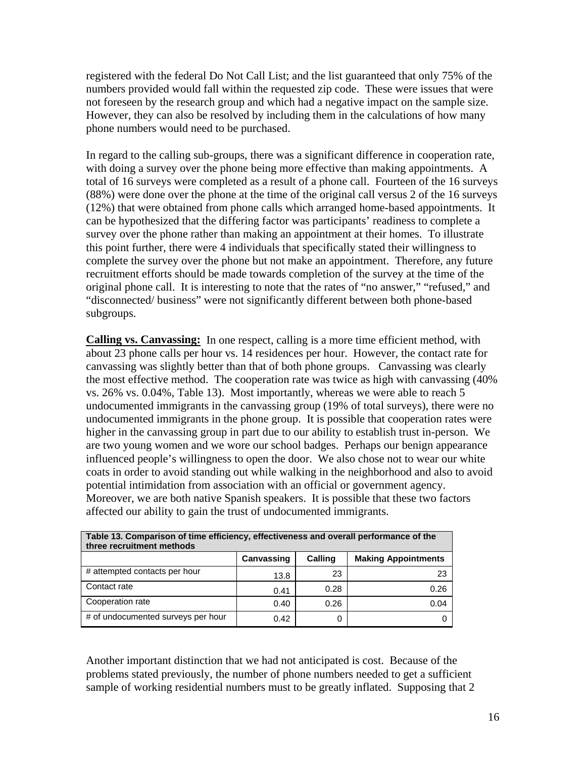registered with the federal Do Not Call List; and the list guaranteed that only 75% of the numbers provided would fall within the requested zip code. These were issues that were not foreseen by the research group and which had a negative impact on the sample size. However, they can also be resolved by including them in the calculations of how many phone numbers would need to be purchased.

In regard to the calling sub-groups, there was a significant difference in cooperation rate, with doing a survey over the phone being more effective than making appointments. A total of 16 surveys were completed as a result of a phone call. Fourteen of the 16 surveys (88%) were done over the phone at the time of the original call versus 2 of the 16 surveys (12%) that were obtained from phone calls which arranged home-based appointments. It can be hypothesized that the differing factor was participants' readiness to complete a survey over the phone rather than making an appointment at their homes. To illustrate this point further, there were 4 individuals that specifically stated their willingness to complete the survey over the phone but not make an appointment. Therefore, any future recruitment efforts should be made towards completion of the survey at the time of the original phone call. It is interesting to note that the rates of "no answer," "refused," and "disconnected/ business" were not significantly different between both phone-based subgroups.

**Calling vs. Canvassing:** In one respect, calling is a more time efficient method, with about 23 phone calls per hour vs. 14 residences per hour. However, the contact rate for canvassing was slightly better than that of both phone groups. Canvassing was clearly the most effective method. The cooperation rate was twice as high with canvassing (40% vs. 26% vs. 0.04%, Table 13). Most importantly, whereas we were able to reach 5 undocumented immigrants in the canvassing group (19% of total surveys), there were no undocumented immigrants in the phone group. It is possible that cooperation rates were higher in the canvassing group in part due to our ability to establish trust in-person. We are two young women and we wore our school badges. Perhaps our benign appearance influenced people's willingness to open the door. We also chose not to wear our white coats in order to avoid standing out while walking in the neighborhood and also to avoid potential intimidation from association with an official or government agency. Moreover, we are both native Spanish speakers. It is possible that these two factors affected our ability to gain the trust of undocumented immigrants.

**Table 13. Comparison of time efficiency, effectiveness and overall performance of the three recruitment methods**

| | Canvassing | Calling | Making Appointments |
|---|---|---|---|
| # attempted contacts per hour | 13.8 | 23 | 23 |
| Contact rate | 0.41 | 0.28 | 0.26 |
| Cooperation rate | 0.40 | 0.26 | 0.04 |
| # of undocumented surveys per hour | 0.42 | 0 | 0 |

Another important distinction that we had not anticipated is cost. Because of the problems stated previously, the number of phone numbers needed to get a sufficient sample of working residential numbers must to be greatly inflated. Supposing that 2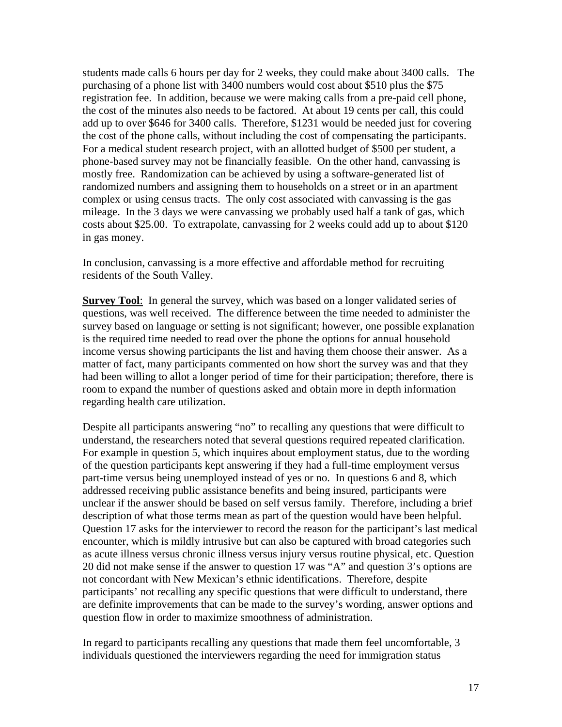students made calls 6 hours per day for 2 weeks, they could make about 3400 calls. The purchasing of a phone list with 3400 numbers would cost about $510 plus the $75 registration fee. In addition, because we were making calls from a pre-paid cell phone, the cost of the minutes also needs to be factored. At about 19 cents per call, this could add up to over $646 for 3400 calls. Therefore, $1231 would be needed just for covering the cost of the phone calls, without including the cost of compensating the participants. For a medical student research project, with an allotted budget of $500 per student, a phone-based survey may not be financially feasible. On the other hand, canvassing is mostly free. Randomization can be achieved by using a software-generated list of randomized numbers and assigning them to households on a street or in an apartment complex or using census tracts. The only cost associated with canvassing is the gas mileage. In the 3 days we were canvassing we probably used half a tank of gas, which costs about $25.00. To extrapolate, canvassing for 2 weeks could add up to about $120 in gas money.

In conclusion, canvassing is a more effective and affordable method for recruiting residents of the South Valley.

**Survey Tool**: In general the survey, which was based on a longer validated series of questions, was well received. The difference between the time needed to administer the survey based on language or setting is not significant; however, one possible explanation is the required time needed to read over the phone the options for annual household income versus showing participants the list and having them choose their answer. As a matter of fact, many participants commented on how short the survey was and that they had been willing to allot a longer period of time for their participation; therefore, there is room to expand the number of questions asked and obtain more in depth information regarding health care utilization.

Despite all participants answering "no" to recalling any questions that were difficult to understand, the researchers noted that several questions required repeated clarification. For example in question 5, which inquires about employment status, due to the wording of the question participants kept answering if they had a full-time employment versus part-time versus being unemployed instead of yes or no. In questions 6 and 8, which addressed receiving public assistance benefits and being insured, participants were unclear if the answer should be based on self versus family. Therefore, including a brief description of what those terms mean as part of the question would have been helpful. Question 17 asks for the interviewer to record the reason for the participant's last medical encounter, which is mildly intrusive but can also be captured with broad categories such as acute illness versus chronic illness versus injury versus routine physical, etc. Question 20 did not make sense if the answer to question 17 was "A" and question 3's options are not concordant with New Mexican's ethnic identifications. Therefore, despite participants' not recalling any specific questions that were difficult to understand, there are definite improvements that can be made to the survey's wording, answer options and question flow in order to maximize smoothness of administration.

In regard to participants recalling any questions that made them feel uncomfortable, 3 individuals questioned the interviewers regarding the need for immigration status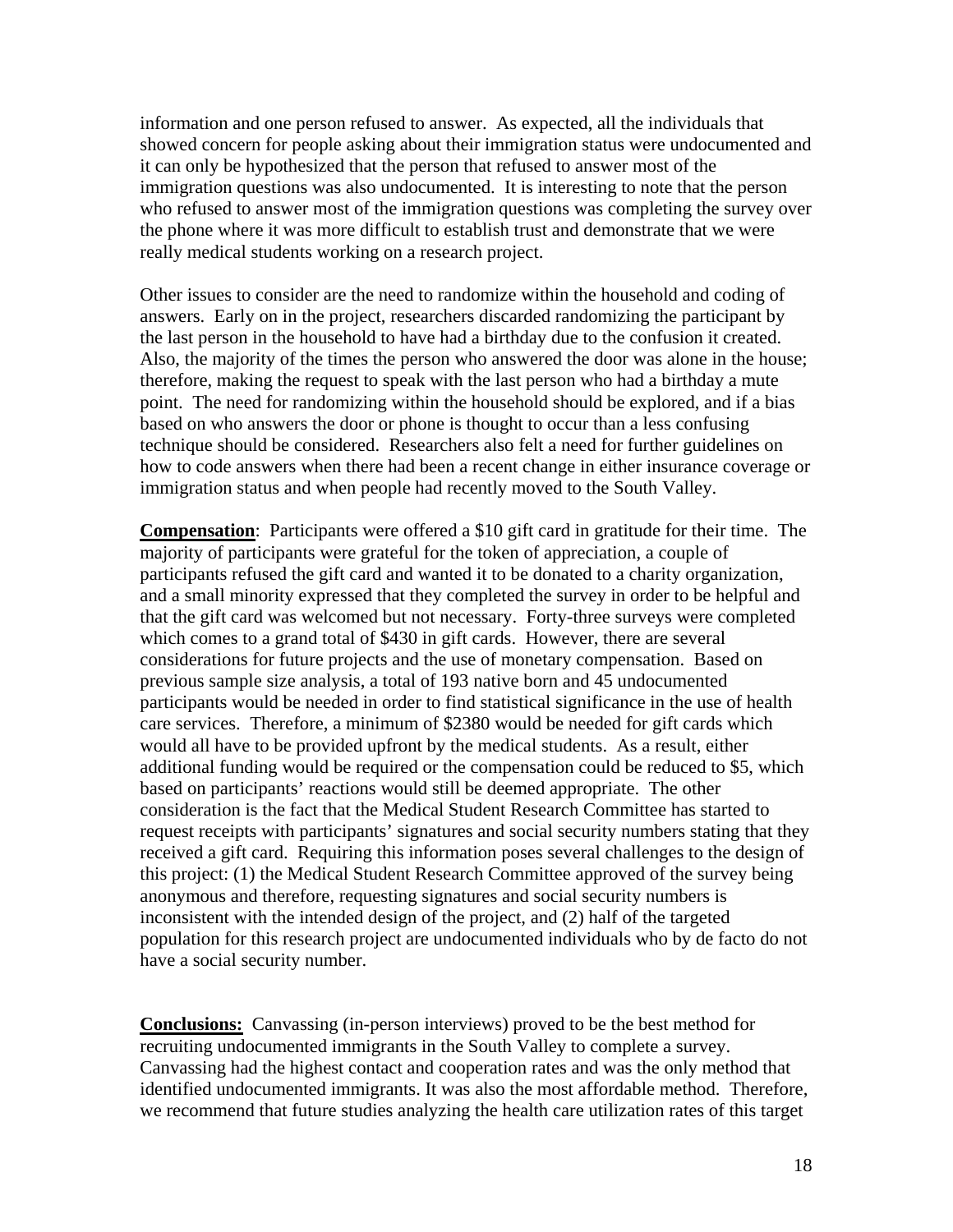information and one person refused to answer. As expected, all the individuals that showed concern for people asking about their immigration status were undocumented and it can only be hypothesized that the person that refused to answer most of the immigration questions was also undocumented. It is interesting to note that the person who refused to answer most of the immigration questions was completing the survey over the phone where it was more difficult to establish trust and demonstrate that we were really medical students working on a research project.

Other issues to consider are the need to randomize within the household and coding of answers. Early on in the project, researchers discarded randomizing the participant by the last person in the household to have had a birthday due to the confusion it created. Also, the majority of the times the person who answered the door was alone in the house; therefore, making the request to speak with the last person who had a birthday a mute point. The need for randomizing within the household should be explored, and if a bias based on who answers the door or phone is thought to occur than a less confusing technique should be considered. Researchers also felt a need for further guidelines on how to code answers when there had been a recent change in either insurance coverage or immigration status and when people had recently moved to the South Valley.

**Compensation**: Participants were offered a $10 gift card in gratitude for their time. The majority of participants were grateful for the token of appreciation, a couple of participants refused the gift card and wanted it to be donated to a charity organization, and a small minority expressed that they completed the survey in order to be helpful and that the gift card was welcomed but not necessary. Forty-three surveys were completed which comes to a grand total of $430 in gift cards. However, there are several considerations for future projects and the use of monetary compensation. Based on previous sample size analysis, a total of 193 native born and 45 undocumented participants would be needed in order to find statistical significance in the use of health care services. Therefore, a minimum of $2380 would be needed for gift cards which would all have to be provided upfront by the medical students. As a result, either additional funding would be required or the compensation could be reduced to $5, which based on participants' reactions would still be deemed appropriate. The other consideration is the fact that the Medical Student Research Committee has started to request receipts with participants' signatures and social security numbers stating that they received a gift card. Requiring this information poses several challenges to the design of this project: (1) the Medical Student Research Committee approved of the survey being anonymous and therefore, requesting signatures and social security numbers is inconsistent with the intended design of the project, and (2) half of the targeted population for this research project are undocumented individuals who by de facto do not have a social security number.

**Conclusions:** Canvassing (in-person interviews) proved to be the best method for recruiting undocumented immigrants in the South Valley to complete a survey. Canvassing had the highest contact and cooperation rates and was the only method that identified undocumented immigrants. It was also the most affordable method. Therefore, we recommend that future studies analyzing the health care utilization rates of this target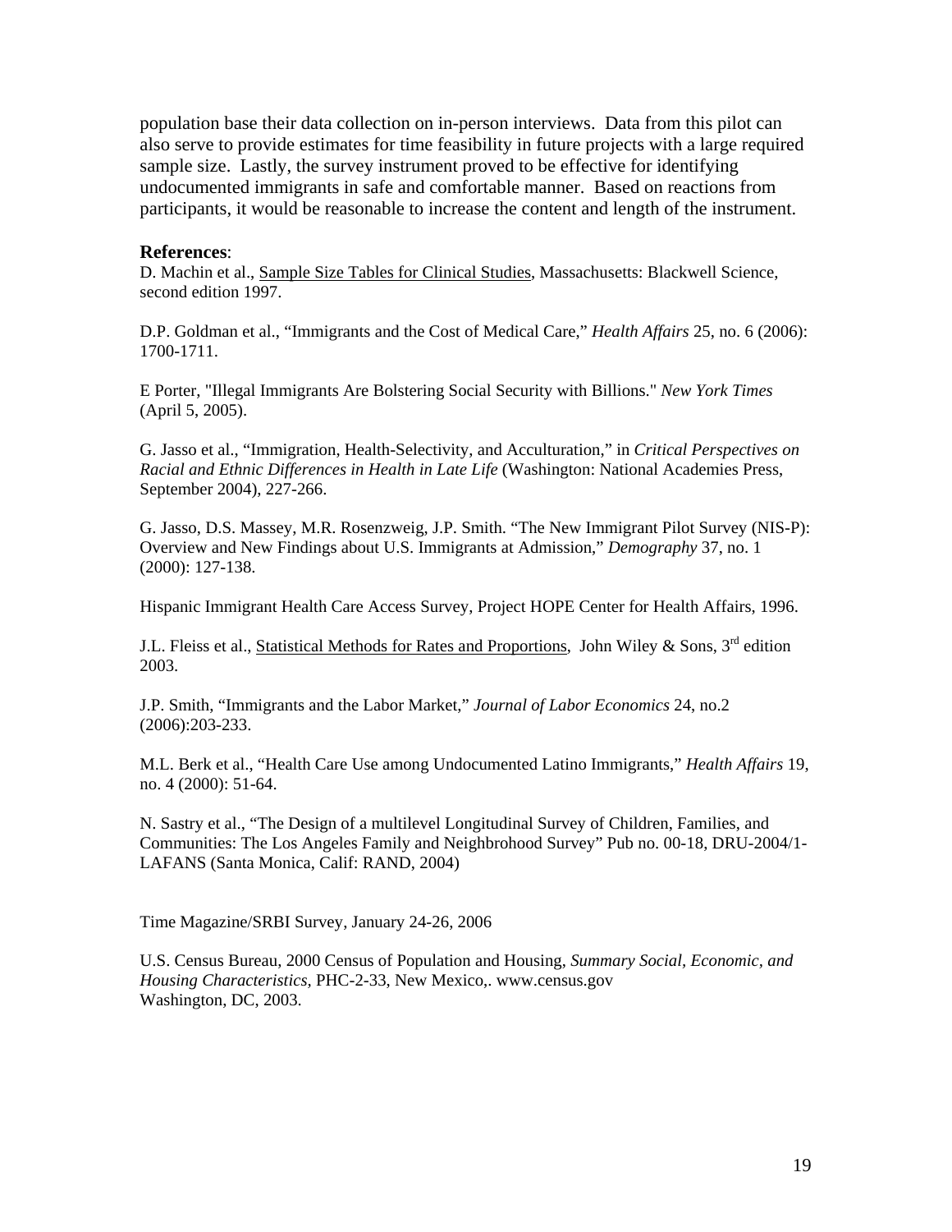population base their data collection on in-person interviews. Data from this pilot can also serve to provide estimates for time feasibility in future projects with a large required sample size. Lastly, the survey instrument proved to be effective for identifying undocumented immigrants in safe and comfortable manner. Based on reactions from participants, it would be reasonable to increase the content and length of the instrument.

**References**:

D. Machin et al., Sample Size Tables for Clinical Studies, Massachusetts: Blackwell Science, second edition 1997.

D.P. Goldman et al., "Immigrants and the Cost of Medical Care," *Health Affairs* 25, no. 6 (2006): 1700-1711.

E Porter, "Illegal Immigrants Are Bolstering Social Security with Billions." *New York Times* (April 5, 2005).

G. Jasso et al., "Immigration, Health-Selectivity, and Acculturation," in *Critical Perspectives on Racial and Ethnic Differences in Health in Late Life* (Washington: National Academies Press, September 2004), 227-266.

G. Jasso, D.S. Massey, M.R. Rosenzweig, J.P. Smith. "The New Immigrant Pilot Survey (NIS-P): Overview and New Findings about U.S. Immigrants at Admission," *Demography* 37, no. 1 (2000): 127-138.

Hispanic Immigrant Health Care Access Survey, Project HOPE Center for Health Affairs, 1996.

J.L. Fleiss et al., Statistical Methods for Rates and Proportions, John Wiley & Sons, 3rd edition 2003.

J.P. Smith, "Immigrants and the Labor Market," *Journal of Labor Economics* 24, no.2 (2006):203-233.

M.L. Berk et al., "Health Care Use among Undocumented Latino Immigrants," *Health Affairs* 19, no. 4 (2000): 51-64.

N. Sastry et al., "The Design of a multilevel Longitudinal Survey of Children, Families, and Communities: The Los Angeles Family and Neighbrohood Survey" Pub no. 00-18, DRU-2004/1-LAFANS (Santa Monica, Calif: RAND, 2004)

Time Magazine/SRBI Survey, January 24-26, 2006

U.S. Census Bureau, 2000 Census of Population and Housing, *Summary Social, Economic, and Housing Characteristics*, PHC-2-33, New Mexico,. www.census.gov Washington, DC, 2003.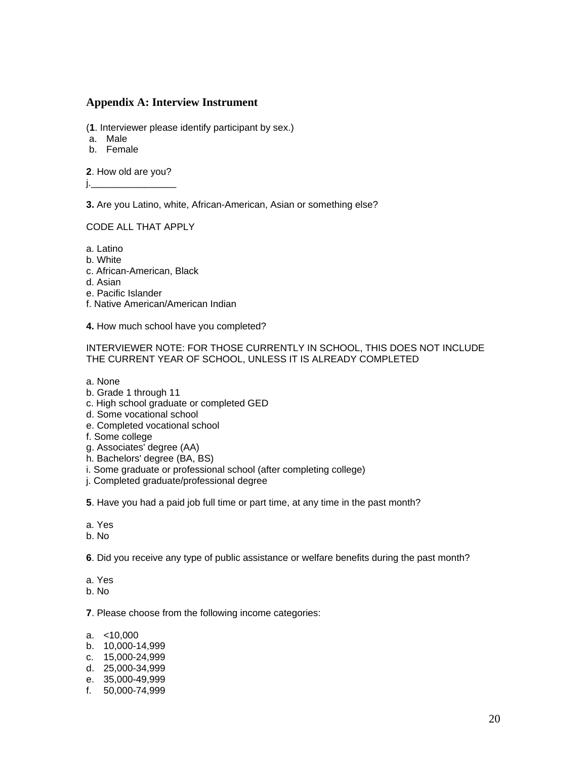## Appendix A: Interview Instrument

(**1**. Interviewer please identify participant by sex.)

a. Male
b. Female

**2**. How old are you?
j.________________

**3.** Are you Latino, white, African-American, Asian or something else?

CODE ALL THAT APPLY

a. Latino
b. White
c. African-American, Black
d. Asian
e. Pacific Islander
f. Native American/American Indian

**4.** How much school have you completed?

INTERVIEWER NOTE: FOR THOSE CURRENTLY IN SCHOOL, THIS DOES NOT INCLUDE THE CURRENT YEAR OF SCHOOL, UNLESS IT IS ALREADY COMPLETED

a. None
b. Grade 1 through 11
c. High school graduate or completed GED
d. Some vocational school
e. Completed vocational school
f. Some college
g. Associates' degree (AA)
h. Bachelors' degree (BA, BS)
i. Some graduate or professional school (after completing college)
j. Completed graduate/professional degree

**5**. Have you had a paid job full time or part time, at any time in the past month?

a. Yes
b. No

**6**. Did you receive any type of public assistance or welfare benefits during the past month?

a. Yes
b. No

**7**. Please choose from the following income categories:

a. <10,000
b. 10,000-14,999
c. 15,000-24,999
d. 25,000-34,999
e. 35,000-49,999
f. 50,000-74,999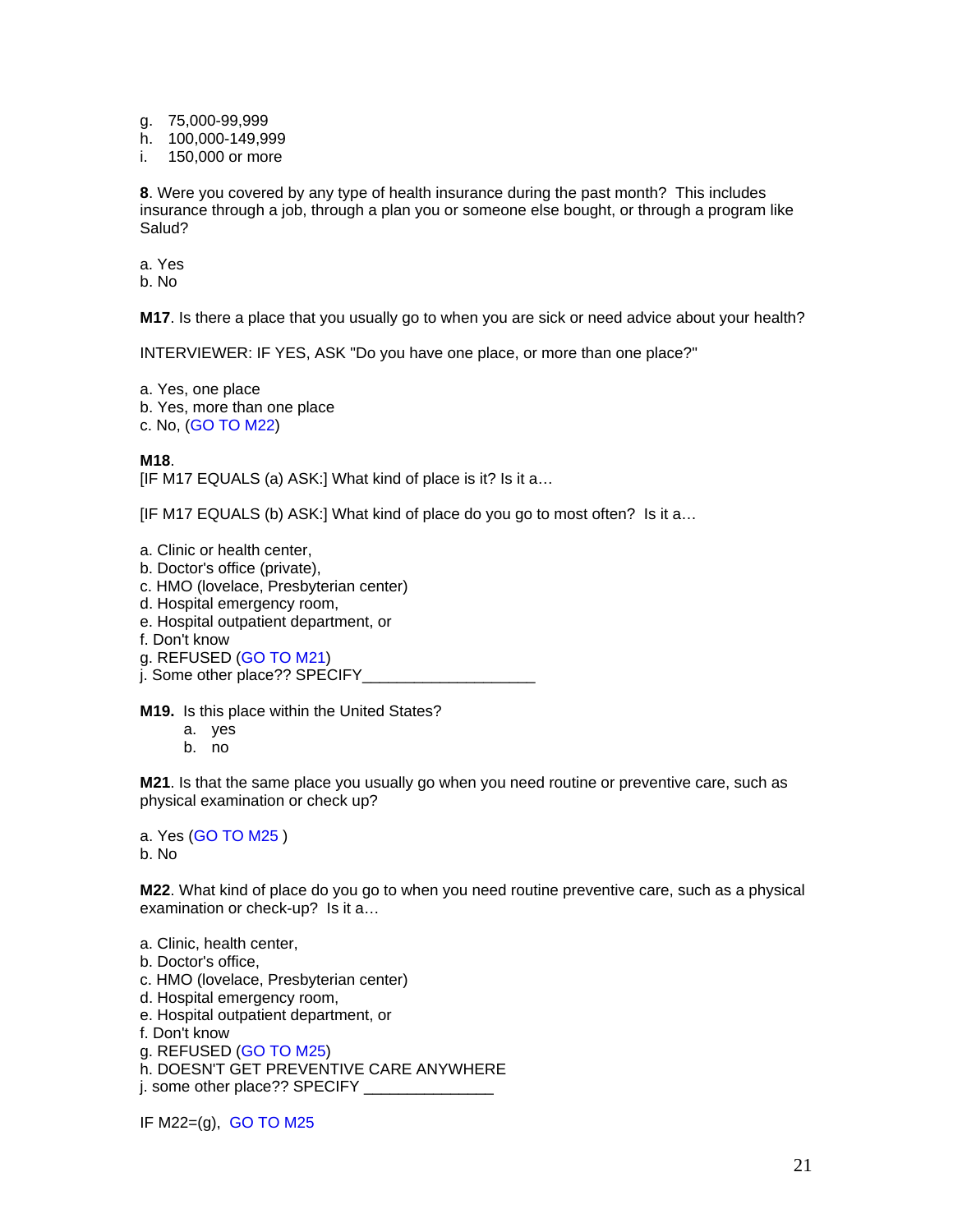g. 75,000-99,999
h. 100,000-149,999
i. 150,000 or more

**8**. Were you covered by any type of health insurance during the past month? This includes insurance through a job, through a plan you or someone else bought, or through a program like Salud?

a. Yes
b. No

**M17**. Is there a place that you usually go to when you are sick or need advice about your health?

INTERVIEWER: IF YES, ASK "Do you have one place, or more than one place?"

a. Yes, one place
b. Yes, more than one place
c. No, (GO TO M22)

**M18**.
[IF M17 EQUALS (a) ASK:] What kind of place is it? Is it a…

[IF M17 EQUALS (b) ASK:] What kind of place do you go to most often? Is it a…

a. Clinic or health center,
b. Doctor's office (private),
c. HMO (lovelace, Presbyterian center)
d. Hospital emergency room,
e. Hospital outpatient department, or
f. Don't know
g. REFUSED (GO TO M21)
j. Some other place?? SPECIFY____________________

**M19.** Is this place within the United States?
  a. yes
  b. no

**M21**. Is that the same place you usually go when you need routine or preventive care, such as physical examination or check up?

a. Yes (GO TO M25 )
b. No

**M22**. What kind of place do you go to when you need routine preventive care, such as a physical examination or check-up? Is it a…

a. Clinic, health center,
b. Doctor's office,
c. HMO (lovelace, Presbyterian center)
d. Hospital emergency room,
e. Hospital outpatient department, or
f. Don't know
g. REFUSED (GO TO M25)
h. DOESN'T GET PREVENTIVE CARE ANYWHERE
j. some other place?? SPECIFY _______________

IF M22=(g), GO TO M25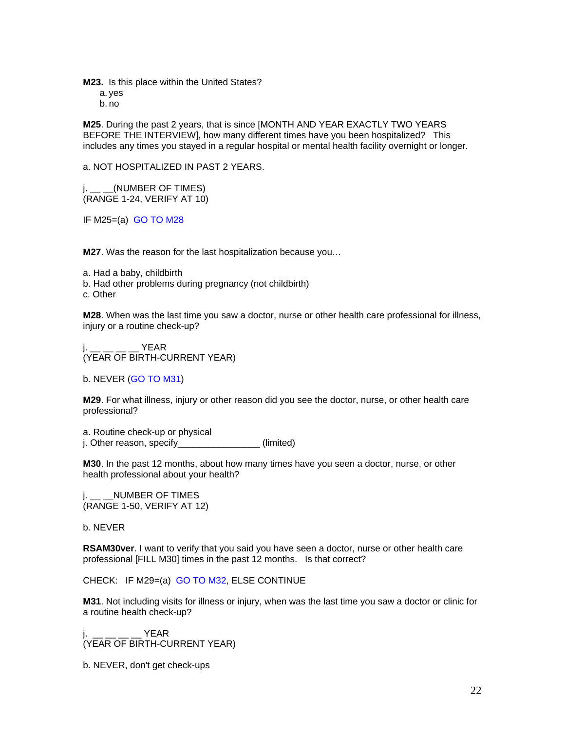**M23.** Is this place within the United States?

a. yes
b. no

**M25**. During the past 2 years, that is since [MONTH AND YEAR EXACTLY TWO YEARS BEFORE THE INTERVIEW], how many different times have you been hospitalized? This includes any times you stayed in a regular hospital or mental health facility overnight or longer.

a. NOT HOSPITALIZED IN PAST 2 YEARS.

j. __ __(NUMBER OF TIMES)
(RANGE 1-24, VERIFY AT 10)

IF M25=(a) GO TO M28

**M27**. Was the reason for the last hospitalization because you…

a. Had a baby, childbirth
b. Had other problems during pregnancy (not childbirth)
c. Other

**M28**. When was the last time you saw a doctor, nurse or other health care professional for illness, injury or a routine check-up?

j. __ __ __ __ YEAR
(YEAR OF BIRTH-CURRENT YEAR)

b. NEVER (GO TO M31)

**M29**. For what illness, injury or other reason did you see the doctor, nurse, or other health care professional?

a. Routine check-up or physical
j. Other reason, specify________________ (limited)

**M30**. In the past 12 months, about how many times have you seen a doctor, nurse, or other health professional about your health?

j. __ __NUMBER OF TIMES
(RANGE 1-50, VERIFY AT 12)

b. NEVER

**RSAM30ver**. I want to verify that you said you have seen a doctor, nurse or other health care professional [FILL M30] times in the past 12 months. Is that correct?

CHECK: IF M29=(a) GO TO M32, ELSE CONTINUE

**M31**. Not including visits for illness or injury, when was the last time you saw a doctor or clinic for a routine health check-up?

j. __ __ __ __ YEAR
(YEAR OF BIRTH-CURRENT YEAR)

b. NEVER, don't get check-ups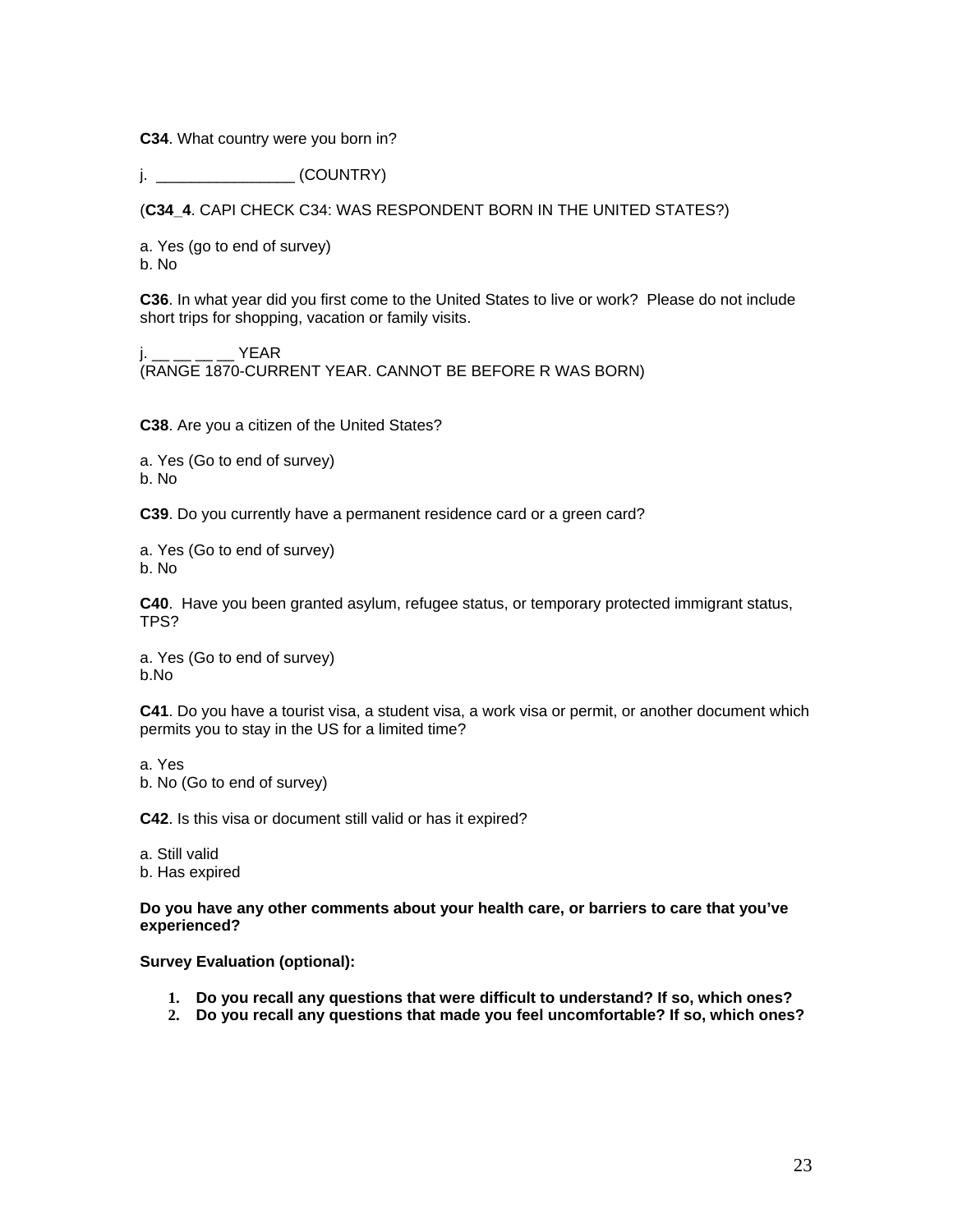**C34**. What country were you born in?

j. ________________ (COUNTRY)

(**C34_4**. CAPI CHECK C34: WAS RESPONDENT BORN IN THE UNITED STATES?)

a. Yes (go to end of survey)
b. No

**C36**. In what year did you first come to the United States to live or work? Please do not include short trips for shopping, vacation or family visits.

j. __ __ __ __ YEAR
(RANGE 1870-CURRENT YEAR. CANNOT BE BEFORE R WAS BORN)

**C38**. Are you a citizen of the United States?

a. Yes (Go to end of survey)
b. No

**C39**. Do you currently have a permanent residence card or a green card?

a. Yes (Go to end of survey)
b. No

**C40**. Have you been granted asylum, refugee status, or temporary protected immigrant status, TPS?

a. Yes (Go to end of survey)
b.No

**C41**. Do you have a tourist visa, a student visa, a work visa or permit, or another document which permits you to stay in the US for a limited time?

a. Yes
b. No (Go to end of survey)

**C42**. Is this visa or document still valid or has it expired?

a. Still valid
b. Has expired

**Do you have any other comments about your health care, or barriers to care that you've experienced?**

**Survey Evaluation (optional):**

1. **Do you recall any questions that were difficult to understand? If so, which ones?**
2. **Do you recall any questions that made you feel uncomfortable? If so, which ones?**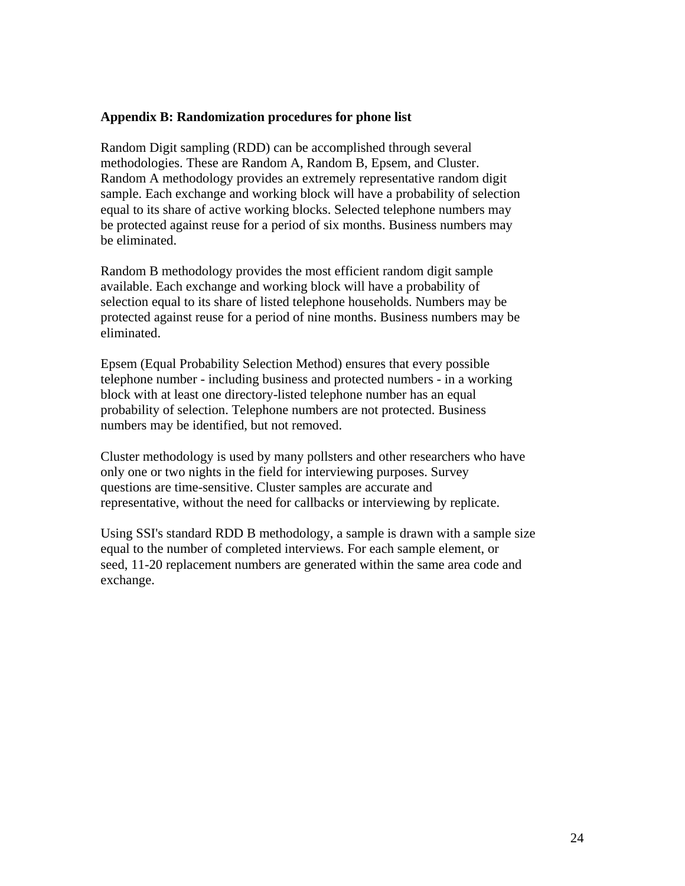**Appendix B: Randomization procedures for phone list**

Random Digit sampling (RDD) can be accomplished through several methodologies. These are Random A, Random B, Epsem, and Cluster. Random A methodology provides an extremely representative random digit sample. Each exchange and working block will have a probability of selection equal to its share of active working blocks. Selected telephone numbers may be protected against reuse for a period of six months. Business numbers may be eliminated.

Random B methodology provides the most efficient random digit sample available. Each exchange and working block will have a probability of selection equal to its share of listed telephone households. Numbers may be protected against reuse for a period of nine months. Business numbers may be eliminated.

Epsem (Equal Probability Selection Method) ensures that every possible telephone number - including business and protected numbers - in a working block with at least one directory-listed telephone number has an equal probability of selection. Telephone numbers are not protected. Business numbers may be identified, but not removed.

Cluster methodology is used by many pollsters and other researchers who have only one or two nights in the field for interviewing purposes. Survey questions are time-sensitive. Cluster samples are accurate and representative, without the need for callbacks or interviewing by replicate.

Using SSI's standard RDD B methodology, a sample is drawn with a sample size equal to the number of completed interviews. For each sample element, or seed, 11-20 replacement numbers are generated within the same area code and exchange.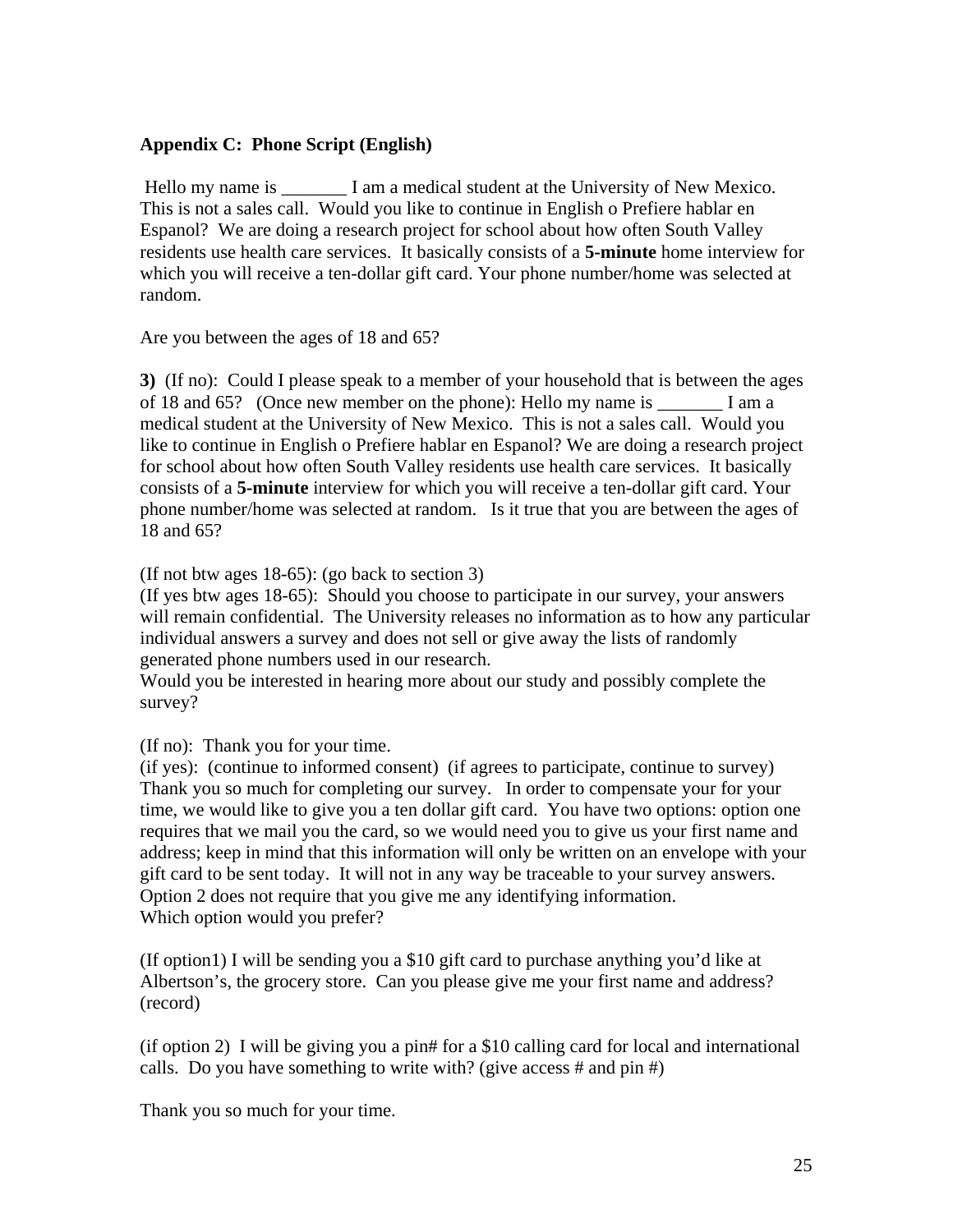**Appendix C: Phone Script (English)**

Hello my name is _______ I am a medical student at the University of New Mexico. This is not a sales call. Would you like to continue in English o Prefiere hablar en Espanol? We are doing a research project for school about how often South Valley residents use health care services. It basically consists of a **5-minute** home interview for which you will receive a ten-dollar gift card. Your phone number/home was selected at random.

Are you between the ages of 18 and 65?

**3)** (If no): Could I please speak to a member of your household that is between the ages of 18 and 65? (Once new member on the phone): Hello my name is _______ I am a medical student at the University of New Mexico. This is not a sales call. Would you like to continue in English o Prefiere hablar en Espanol? We are doing a research project for school about how often South Valley residents use health care services. It basically consists of a **5-minute** interview for which you will receive a ten-dollar gift card. Your phone number/home was selected at random. Is it true that you are between the ages of 18 and 65?

(If not btw ages 18-65): (go back to section 3)
(If yes btw ages 18-65): Should you choose to participate in our survey, your answers will remain confidential. The University releases no information as to how any particular individual answers a survey and does not sell or give away the lists of randomly generated phone numbers used in our research.
Would you be interested in hearing more about our study and possibly complete the survey?

(If no): Thank you for your time.
(if yes): (continue to informed consent) (if agrees to participate, continue to survey) Thank you so much for completing our survey. In order to compensate your for your time, we would like to give you a ten dollar gift card. You have two options: option one requires that we mail you the card, so we would need you to give us your first name and address; keep in mind that this information will only be written on an envelope with your gift card to be sent today. It will not in any way be traceable to your survey answers. Option 2 does not require that you give me any identifying information.
Which option would you prefer?

(If option1) I will be sending you a $10 gift card to purchase anything you'd like at Albertson's, the grocery store. Can you please give me your first name and address? (record)

(if option 2) I will be giving you a pin# for a $10 calling card for local and international calls. Do you have something to write with? (give access # and pin #)

Thank you so much for your time.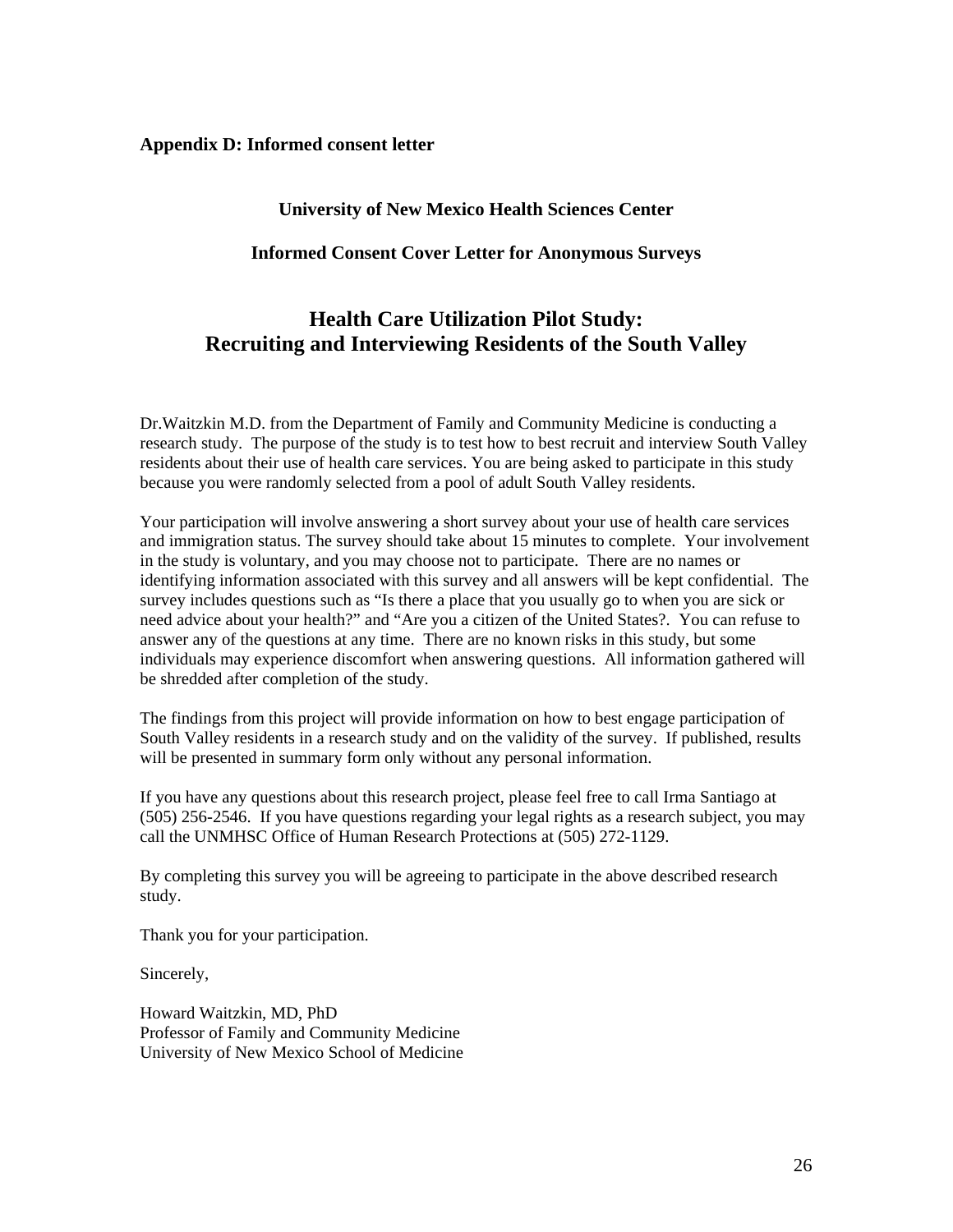**Appendix D: Informed consent letter**

**University of New Mexico Health Sciences Center**

**Informed Consent Cover Letter for Anonymous Surveys**

# Health Care Utilization Pilot Study: Recruiting and Interviewing Residents of the South Valley

Dr.Waitzkin M.D. from the Department of Family and Community Medicine is conducting a research study. The purpose of the study is to test how to best recruit and interview South Valley residents about their use of health care services. You are being asked to participate in this study because you were randomly selected from a pool of adult South Valley residents.

Your participation will involve answering a short survey about your use of health care services and immigration status. The survey should take about 15 minutes to complete. Your involvement in the study is voluntary, and you may choose not to participate. There are no names or identifying information associated with this survey and all answers will be kept confidential. The survey includes questions such as "Is there a place that you usually go to when you are sick or need advice about your health?" and "Are you a citizen of the United States?. You can refuse to answer any of the questions at any time. There are no known risks in this study, but some individuals may experience discomfort when answering questions. All information gathered will be shredded after completion of the study.

The findings from this project will provide information on how to best engage participation of South Valley residents in a research study and on the validity of the survey. If published, results will be presented in summary form only without any personal information.

If you have any questions about this research project, please feel free to call Irma Santiago at (505) 256-2546. If you have questions regarding your legal rights as a research subject, you may call the UNMHSC Office of Human Research Protections at (505) 272-1129.

By completing this survey you will be agreeing to participate in the above described research study.

Thank you for your participation.

Sincerely,

Howard Waitzkin, MD, PhD
Professor of Family and Community Medicine
University of New Mexico School of Medicine